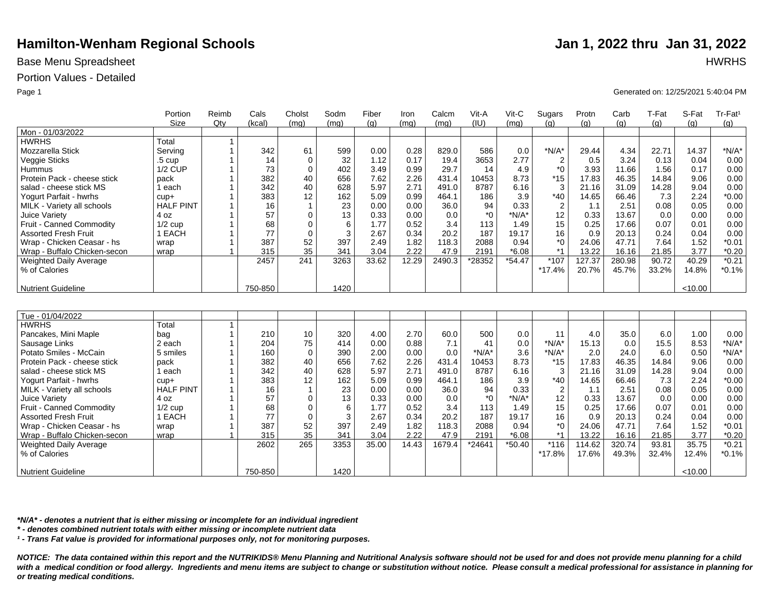# Hamilton-Wenham Regional Schools

**Jan 1, 2022 thru Jan 31, 2022**

Base Menu Spreadsheet

HWRHS

Portion Values - Detailed

Generated on: 12/25/2021 5:40:04 PM

| | Portion Size | Reimb Qty | Cals (kcal) | Cholst (mg) | Sodm (mg) | Fiber (g) | Iron (mg) | Calcm (mg) | Vit-A (IU) | Vit-C (mg) | Sugars (g) | Protn (g) | Carb (g) | T-Fat (g) | S-Fat (g) | Tr-Fat¹ (g) |
|---|---|---|---|---|---|---|---|---|---|---|---|---|---|---|---|---|
| Mon - 01/03/2022 | | | | | | | | | | | | | | | | |
| HWRHS | Total | 1 | | | | | | | | | | | | | | |
| Mozzarella Stick | Serving | 1 | 342 | 61 | 599 | 0.00 | 0.28 | 829.0 | 586 | 0.0 | *N/A* | 29.44 | 4.34 | 22.71 | 14.37 | *N/A* |
| Veggie Sticks | .5 cup | 1 | 14 | 0 | 32 | 1.12 | 0.17 | 19.4 | 3653 | 2.77 | 2 | 0.5 | 3.24 | 0.13 | 0.04 | 0.00 |
| Hummus | 1/2 CUP | 1 | 73 | 0 | 402 | 3.49 | 0.99 | 29.7 | 14 | 4.9 | *0 | 3.93 | 11.66 | 1.56 | 0.17 | 0.00 |
| Protein Pack - cheese stick | pack | 1 | 382 | 40 | 656 | 7.62 | 2.26 | 431.4 | 10453 | 8.73 | *15 | 17.83 | 46.35 | 14.84 | 9.06 | 0.00 |
| salad - cheese stick MS | 1 each | 1 | 342 | 40 | 628 | 5.97 | 2.71 | 491.0 | 8787 | 6.16 | 3 | 21.16 | 31.09 | 14.28 | 9.04 | 0.00 |
| Yogurt Parfait - hwrhs | cup+ | 1 | 383 | 12 | 162 | 5.09 | 0.99 | 464.1 | 186 | 3.9 | *40 | 14.65 | 66.46 | 7.3 | 2.24 | *0.00 |
| MILK - Variety all schools | HALF PINT | 1 | 16 | 1 | 23 | 0.00 | 0.00 | 36.0 | 94 | 0.33 | 2 | 1.1 | 2.51 | 0.08 | 0.05 | 0.00 |
| Juice Variety | 4 oz | 1 | 57 | 0 | 13 | 0.33 | 0.00 | 0.0 | *0 | *N/A* | 12 | 0.33 | 13.67 | 0.0 | 0.00 | 0.00 |
| Fruit - Canned Commodity | 1/2 cup | 1 | 68 | 0 | 6 | 1.77 | 0.52 | 3.4 | 113 | 1.49 | 15 | 0.25 | 17.66 | 0.07 | 0.01 | 0.00 |
| Assorted Fresh Fruit | 1 EACH | 1 | 77 | 0 | 3 | 2.67 | 0.34 | 20.2 | 187 | 19.17 | 16 | 0.9 | 20.13 | 0.24 | 0.04 | 0.00 |
| Wrap - Chicken Ceasar - hs | wrap | 1 | 387 | 52 | 397 | 2.49 | 1.82 | 118.3 | 2088 | 0.94 | *0 | 24.06 | 47.71 | 7.64 | 1.52 | *0.01 |
| Wrap - Buffalo Chicken-secon | wrap | 1 | 315 | 35 | 341 | 3.04 | 2.22 | 47.9 | 2191 | *6.08 | *1 | 13.22 | 16.16 | 21.85 | 3.77 | *0.20 |
| Weighted Daily Average | | | 2457 | 241 | 3263 | 33.62 | 12.29 | 2490.3 | *28352 | *54.47 | *107 | 127.37 | 280.98 | 90.72 | 40.29 | *0.21 |
| % of Calories | | | | | | | | | | | *17.4% | 20.7% | 45.7% | 33.2% | 14.8% | *0.1% |
| Nutrient Guideline | | | 750-850 | | 1420 | | | | | | | | | | <10.00 | |

| | Portion Size | Reimb Qty | Cals (kcal) | Cholst (mg) | Sodm (mg) | Fiber (g) | Iron (mg) | Calcm (mg) | Vit-A (IU) | Vit-C (mg) | Sugars (g) | Protn (g) | Carb (g) | T-Fat (g) | S-Fat (g) | Tr-Fat¹ (g) |
|---|---|---|---|---|---|---|---|---|---|---|---|---|---|---|---|---|
| Tue - 01/04/2022 | | | | | | | | | | | | | | | | |
| HWRHS | Total | 1 | | | | | | | | | | | | | | |
| Pancakes, Mini Maple | bag | 1 | 210 | 10 | 320 | 4.00 | 2.70 | 60.0 | 500 | 0.0 | 11 | 4.0 | 35.0 | 6.0 | 1.00 | 0.00 |
| Sausage Links | 2 each | 1 | 204 | 75 | 414 | 0.00 | 0.88 | 7.1 | 41 | 0.0 | *N/A* | 15.13 | 0.0 | 15.5 | 8.53 | *N/A* |
| Potato Smiles - McCain | 5 smiles | 1 | 160 | 0 | 390 | 2.00 | 0.00 | 0.0 | *N/A* | 3.6 | *N/A* | 2.0 | 24.0 | 6.0 | 0.50 | *N/A* |
| Protein Pack - cheese stick | pack | 1 | 382 | 40 | 656 | 7.62 | 2.26 | 431.4 | 10453 | 8.73 | *15 | 17.83 | 46.35 | 14.84 | 9.06 | 0.00 |
| salad - cheese stick MS | 1 each | 1 | 342 | 40 | 628 | 5.97 | 2.71 | 491.0 | 8787 | 6.16 | 3 | 21.16 | 31.09 | 14.28 | 9.04 | 0.00 |
| Yogurt Parfait - hwrhs | cup+ | 1 | 383 | 12 | 162 | 5.09 | 0.99 | 464.1 | 186 | 3.9 | *40 | 14.65 | 66.46 | 7.3 | 2.24 | *0.00 |
| MILK - Variety all schools | HALF PINT | 1 | 16 | 1 | 23 | 0.00 | 0.00 | 36.0 | 94 | 0.33 | 2 | 1.1 | 2.51 | 0.08 | 0.05 | 0.00 |
| Juice Variety | 4 oz | 1 | 57 | 0 | 13 | 0.33 | 0.00 | 0.0 | *0 | *N/A* | 12 | 0.33 | 13.67 | 0.0 | 0.00 | 0.00 |
| Fruit - Canned Commodity | 1/2 cup | 1 | 68 | 0 | 6 | 1.77 | 0.52 | 3.4 | 113 | 1.49 | 15 | 0.25 | 17.66 | 0.07 | 0.01 | 0.00 |
| Assorted Fresh Fruit | 1 EACH | 1 | 77 | 0 | 3 | 2.67 | 0.34 | 20.2 | 187 | 19.17 | 16 | 0.9 | 20.13 | 0.24 | 0.04 | 0.00 |
| Wrap - Chicken Ceasar - hs | wrap | 1 | 387 | 52 | 397 | 2.49 | 1.82 | 118.3 | 2088 | 0.94 | *0 | 24.06 | 47.71 | 7.64 | 1.52 | *0.01 |
| Wrap - Buffalo Chicken-secon | wrap | 1 | 315 | 35 | 341 | 3.04 | 2.22 | 47.9 | 2191 | *6.08 | *1 | 13.22 | 16.16 | 21.85 | 3.77 | *0.20 |
| Weighted Daily Average | | | 2602 | 265 | 3353 | 35.00 | 14.43 | 1679.4 | *24641 | *50.40 | *116 | 114.62 | 320.74 | 93.81 | 35.75 | *0.21 |
| % of Calories | | | | | | | | | | | *17.8% | 17.6% | 49.3% | 32.4% | 12.4% | *0.1% |
| Nutrient Guideline | | | 750-850 | | 1420 | | | | | | | | | | <10.00 | |

***N/A* - denotes a nutrient that is either missing or incomplete for an individual ingredient***

***\* - denotes combined nutrient totals with either missing or incomplete nutrient data***

***¹ - Trans Fat value is provided for informational purposes only, not for monitoring purposes.***

***NOTICE: The data contained within this report and the NUTRIKIDS® Menu Planning and Nutritional Analysis software should not be used for and does not provide menu planning for a child with a medical condition or food allergy. Ingredients and menu items are subject to change or substitution without notice. Please consult a medical professional for assistance in planning for or treating medical conditions.***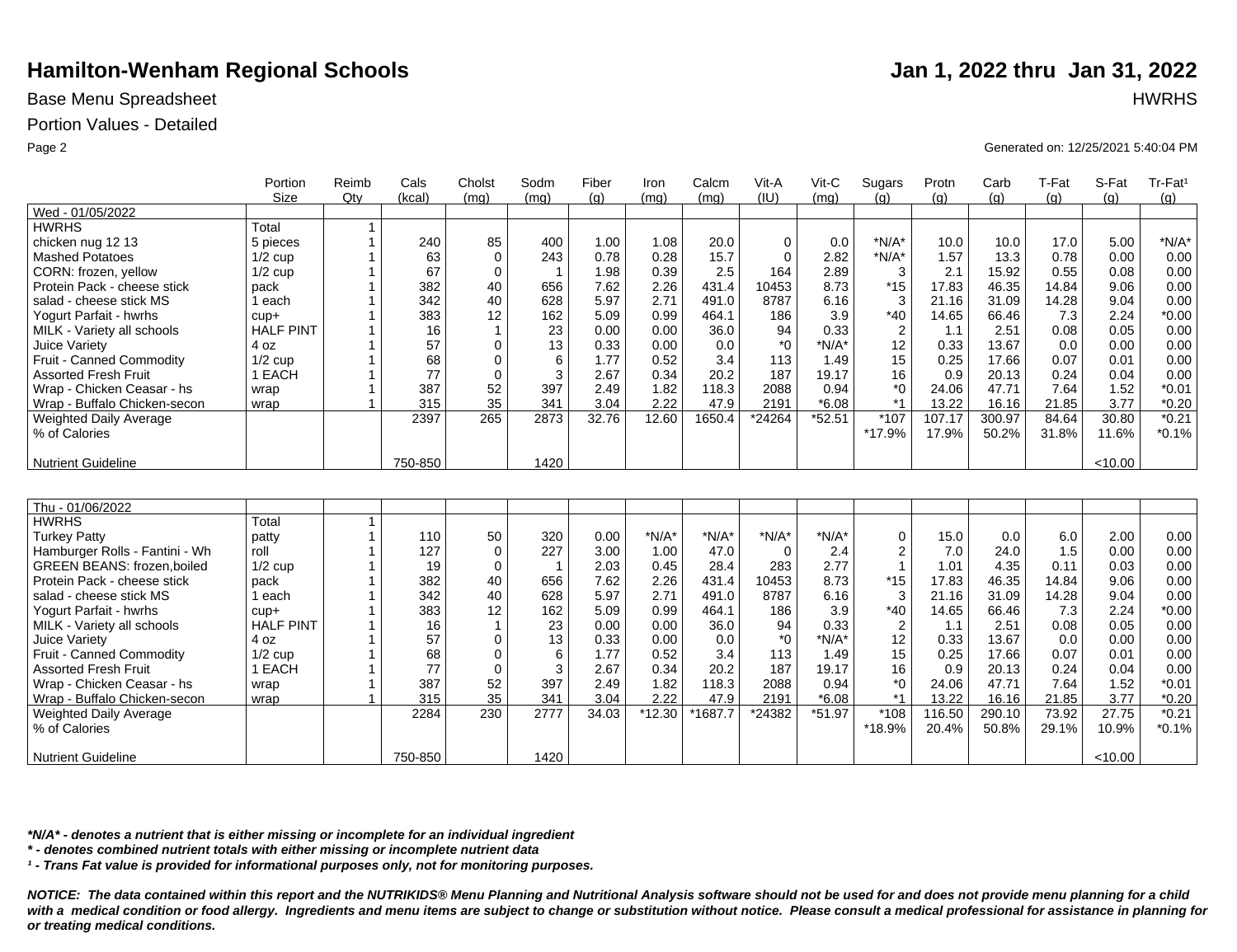# Hamilton-Wenham Regional Schools

**Jan 1, 2022 thru Jan 31, 2022**

Base Menu Spreadsheet

HWRHS

Portion Values - Detailed

Generated on: 12/25/2021 5:40:04 PM

| | Portion Size | Reimb Qty | Cals (kcal) | Cholst (mg) | Sodm (mg) | Fiber (g) | Iron (mg) | Calcm (mg) | Vit-A (IU) | Vit-C (mg) | Sugars (g) | Protn (g) | Carb (g) | T-Fat (g) | S-Fat (g) | Tr-Fat¹ (g) |
|---|---|---|---|---|---|---|---|---|---|---|---|---|---|---|---|---|
| Wed - 01/05/2022 | | | | | | | | | | | | | | | | |
| HWRHS | Total | 1 | | | | | | | | | | | | | | |
| chicken nug 12 13 | 5 pieces | 1 | 240 | 85 | 400 | 1.00 | 1.08 | 20.0 | 0 | 0.0 | *N/A* | 10.0 | 10.0 | 17.0 | 5.00 | *N/A* |
| Mashed Potatoes | 1/2 cup | 1 | 63 | 0 | 243 | 0.78 | 0.28 | 15.7 | 0 | 2.82 | *N/A* | 1.57 | 13.3 | 0.78 | 0.00 | 0.00 |
| CORN: frozen, yellow | 1/2 cup | 1 | 67 | 0 | 1 | 1.98 | 0.39 | 2.5 | 164 | 2.89 | 3 | 2.1 | 15.92 | 0.55 | 0.08 | 0.00 |
| Protein Pack - cheese stick | pack | 1 | 382 | 40 | 656 | 7.62 | 2.26 | 431.4 | 10453 | 8.73 | *15 | 17.83 | 46.35 | 14.84 | 9.06 | 0.00 |
| salad - cheese stick MS | 1 each | 1 | 342 | 40 | 628 | 5.97 | 2.71 | 491.0 | 8787 | 6.16 | 3 | 21.16 | 31.09 | 14.28 | 9.04 | 0.00 |
| Yogurt Parfait - hwrhs | cup+ | 1 | 383 | 12 | 162 | 5.09 | 0.99 | 464.1 | 186 | 3.9 | *40 | 14.65 | 66.46 | 7.3 | 2.24 | *0.00 |
| MILK - Variety all schools | HALF PINT | 1 | 16 | 1 | 23 | 0.00 | 0.00 | 36.0 | 94 | 0.33 | 2 | 1.1 | 2.51 | 0.08 | 0.05 | 0.00 |
| Juice Variety | 4 oz | 1 | 57 | 0 | 13 | 0.33 | 0.00 | 0.0 | *0 | *N/A* | 12 | 0.33 | 13.67 | 0.0 | 0.00 | 0.00 |
| Fruit - Canned Commodity | 1/2 cup | 1 | 68 | 0 | 6 | 1.77 | 0.52 | 3.4 | 113 | 1.49 | 15 | 0.25 | 17.66 | 0.07 | 0.01 | 0.00 |
| Assorted Fresh Fruit | 1 EACH | 1 | 77 | 0 | 3 | 2.67 | 0.34 | 20.2 | 187 | 19.17 | 16 | 0.9 | 20.13 | 0.24 | 0.04 | 0.00 |
| Wrap - Chicken Ceasar - hs | wrap | 1 | 387 | 52 | 397 | 2.49 | 1.82 | 118.3 | 2088 | 0.94 | *0 | 24.06 | 47.71 | 7.64 | 1.52 | *0.01 |
| Wrap - Buffalo Chicken-secon | wrap | 1 | 315 | 35 | 341 | 3.04 | 2.22 | 47.9 | 2191 | *6.08 | *1 | 13.22 | 16.16 | 21.85 | 3.77 | *0.20 |
| Weighted Daily Average | | | 2397 | 265 | 2873 | 32.76 | 12.60 | 1650.4 | *24264 | *52.51 | *107 | 107.17 | 300.97 | 84.64 | 30.80 | *0.21 |
| % of Calories | | | | | | | | | | | *17.9% | 17.9% | 50.2% | 31.8% | 11.6% | *0.1% |
| Nutrient Guideline | | | 750-850 | | 1420 | | | | | | | | | | <10.00 | |

| | Portion Size | Reimb Qty | Cals (kcal) | Cholst (mg) | Sodm (mg) | Fiber (g) | Iron (mg) | Calcm (mg) | Vit-A (IU) | Vit-C (mg) | Sugars (g) | Protn (g) | Carb (g) | T-Fat (g) | S-Fat (g) | Tr-Fat¹ (g) |
|---|---|---|---|---|---|---|---|---|---|---|---|---|---|---|---|---|
| Thu - 01/06/2022 | | | | | | | | | | | | | | | | |
| HWRHS | Total | 1 | | | | | | | | | | | | | | |
| Turkey Patty | patty | 1 | 110 | 50 | 320 | 0.00 | *N/A* | *N/A* | *N/A* | *N/A* | 0 | 15.0 | 0.0 | 6.0 | 2.00 | 0.00 |
| Hamburger Rolls - Fantini - Wh | roll | 1 | 127 | 0 | 227 | 3.00 | 1.00 | 47.0 | 0 | 2.4 | 2 | 7.0 | 24.0 | 1.5 | 0.00 | 0.00 |
| GREEN BEANS: frozen,boiled | 1/2 cup | 1 | 19 | 0 | 1 | 2.03 | 0.45 | 28.4 | 283 | 2.77 | 1 | 1.01 | 4.35 | 0.11 | 0.03 | 0.00 |
| Protein Pack - cheese stick | pack | 1 | 382 | 40 | 656 | 7.62 | 2.26 | 431.4 | 10453 | 8.73 | *15 | 17.83 | 46.35 | 14.84 | 9.06 | 0.00 |
| salad - cheese stick MS | 1 each | 1 | 342 | 40 | 628 | 5.97 | 2.71 | 491.0 | 8787 | 6.16 | 3 | 21.16 | 31.09 | 14.28 | 9.04 | 0.00 |
| Yogurt Parfait - hwrhs | cup+ | 1 | 383 | 12 | 162 | 5.09 | 0.99 | 464.1 | 186 | 3.9 | *40 | 14.65 | 66.46 | 7.3 | 2.24 | *0.00 |
| MILK - Variety all schools | HALF PINT | 1 | 16 | 1 | 23 | 0.00 | 0.00 | 36.0 | 94 | 0.33 | 2 | 1.1 | 2.51 | 0.08 | 0.05 | 0.00 |
| Juice Variety | 4 oz | 1 | 57 | 0 | 13 | 0.33 | 0.00 | 0.0 | *0 | *N/A* | 12 | 0.33 | 13.67 | 0.0 | 0.00 | 0.00 |
| Fruit - Canned Commodity | 1/2 cup | 1 | 68 | 0 | 6 | 1.77 | 0.52 | 3.4 | 113 | 1.49 | 15 | 0.25 | 17.66 | 0.07 | 0.01 | 0.00 |
| Assorted Fresh Fruit | 1 EACH | 1 | 77 | 0 | 3 | 2.67 | 0.34 | 20.2 | 187 | 19.17 | 16 | 0.9 | 20.13 | 0.24 | 0.04 | 0.00 |
| Wrap - Chicken Ceasar - hs | wrap | 1 | 387 | 52 | 397 | 2.49 | 1.82 | 118.3 | 2088 | 0.94 | *0 | 24.06 | 47.71 | 7.64 | 1.52 | *0.01 |
| Wrap - Buffalo Chicken-secon | wrap | 1 | 315 | 35 | 341 | 3.04 | 2.22 | 47.9 | 2191 | *6.08 | *1 | 13.22 | 16.16 | 21.85 | 3.77 | *0.20 |
| Weighted Daily Average | | | 2284 | 230 | 2777 | 34.03 | *12.30 | *1687.7 | *24382 | *51.97 | *108 | 116.50 | 290.10 | 73.92 | 27.75 | *0.21 |
| % of Calories | | | | | | | | | | | *18.9% | 20.4% | 50.8% | 29.1% | 10.9% | *0.1% |
| Nutrient Guideline | | | 750-850 | | 1420 | | | | | | | | | | <10.00 | |

***N/A* - denotes a nutrient that is either missing or incomplete for an individual ingredient***

*** - denotes combined nutrient totals with either missing or incomplete nutrient data***

***¹ - Trans Fat value is provided for informational purposes only, not for monitoring purposes.***

***NOTICE: The data contained within this report and the NUTRIKIDS® Menu Planning and Nutritional Analysis software should not be used for and does not provide menu planning for a child with a medical condition or food allergy. Ingredients and menu items are subject to change or substitution without notice. Please consult a medical professional for assistance in planning for or treating medical conditions.***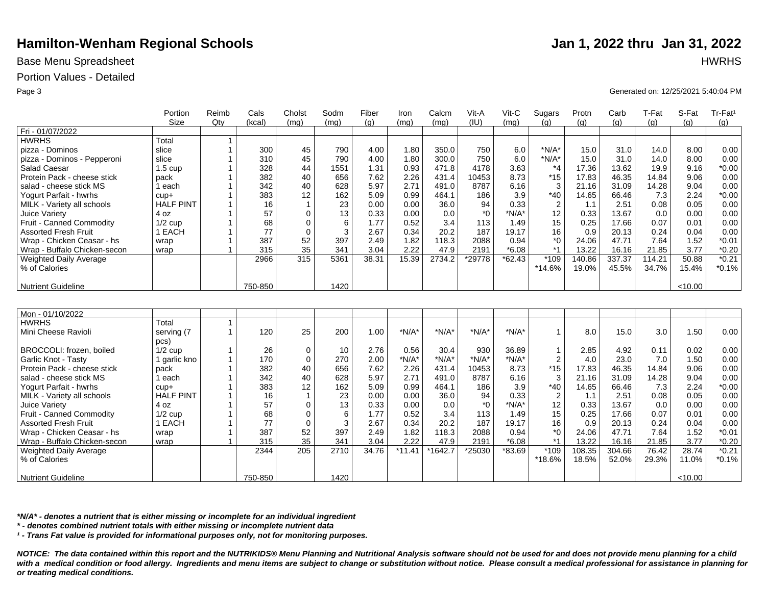# Hamilton-Wenham Regional Schools

**Jan 1, 2022 thru Jan 31, 2022**

Base Menu Spreadsheet

HWRHS

Portion Values - Detailed

Generated on: 12/25/2021 5:40:04 PM

| | Portion Size | Reimb Qty | Cals (kcal) | Cholst (mg) | Sodm (mg) | Fiber (g) | Iron (mg) | Calcm (mg) | Vit-A (IU) | Vit-C (mg) | Sugars (g) | Protn (g) | Carb (g) | T-Fat (g) | S-Fat (g) | Tr-Fat¹ (g) |
|---|---|---|---|---|---|---|---|---|---|---|---|---|---|---|---|---|
| Fri - 01/07/2022 | | | | | | | | | | | | | | | | |
| HWRHS | Total | 1 | | | | | | | | | | | | | | |
| pizza - Dominos | slice | 1 | 300 | 45 | 790 | 4.00 | 1.80 | 350.0 | 750 | 6.0 | *N/A* | 15.0 | 31.0 | 14.0 | 8.00 | 0.00 |
| pizza - Dominos - Pepperoni | slice | 1 | 310 | 45 | 790 | 4.00 | 1.80 | 300.0 | 750 | 6.0 | *N/A* | 15.0 | 31.0 | 14.0 | 8.00 | 0.00 |
| Salad Caesar | 1.5 cup | 1 | 328 | 44 | 1551 | 1.31 | 0.93 | 471.8 | 4178 | 3.63 | *4 | 17.36 | 13.62 | 19.9 | 9.16 | *0.00 |
| Protein Pack - cheese stick | pack | 1 | 382 | 40 | 656 | 7.62 | 2.26 | 431.4 | 10453 | 8.73 | *15 | 17.83 | 46.35 | 14.84 | 9.06 | 0.00 |
| salad - cheese stick MS | 1 each | 1 | 342 | 40 | 628 | 5.97 | 2.71 | 491.0 | 8787 | 6.16 | 3 | 21.16 | 31.09 | 14.28 | 9.04 | 0.00 |
| Yogurt Parfait - hwrhs | cup+ | 1 | 383 | 12 | 162 | 5.09 | 0.99 | 464.1 | 186 | 3.9 | *40 | 14.65 | 66.46 | 7.3 | 2.24 | *0.00 |
| MILK - Variety all schools | HALF PINT | 1 | 16 | 1 | 23 | 0.00 | 0.00 | 36.0 | 94 | 0.33 | 2 | 1.1 | 2.51 | 0.08 | 0.05 | 0.00 |
| Juice Variety | 4 oz | 1 | 57 | 0 | 13 | 0.33 | 0.00 | 0.0 | *0 | *N/A* | 12 | 0.33 | 13.67 | 0.0 | 0.00 | 0.00 |
| Fruit - Canned Commodity | 1/2 cup | 1 | 68 | 0 | 6 | 1.77 | 0.52 | 3.4 | 113 | 1.49 | 15 | 0.25 | 17.66 | 0.07 | 0.01 | 0.00 |
| Assorted Fresh Fruit | 1 EACH | 1 | 77 | 0 | 3 | 2.67 | 0.34 | 20.2 | 187 | 19.17 | 16 | 0.9 | 20.13 | 0.24 | 0.04 | 0.00 |
| Wrap - Chicken Ceasar - hs | wrap | 1 | 387 | 52 | 397 | 2.49 | 1.82 | 118.3 | 2088 | 0.94 | *0 | 24.06 | 47.71 | 7.64 | 1.52 | *0.01 |
| Wrap - Buffalo Chicken-secon | wrap | 1 | 315 | 35 | 341 | 3.04 | 2.22 | 47.9 | 2191 | *6.08 | *1 | 13.22 | 16.16 | 21.85 | 3.77 | *0.20 |
| Weighted Daily Average | | | 2966 | 315 | 5361 | 38.31 | 15.39 | 2734.2 | *29778 | *62.43 | *109 | 140.86 | 337.37 | 114.21 | 50.88 | *0.21 |
| % of Calories | | | | | | | | | | | *14.6% | 19.0% | 45.5% | 34.7% | 15.4% | *0.1% |
| Nutrient Guideline | | | 750-850 | | 1420 | | | | | | | | | | <10.00 | |

| | Portion Size | Reimb Qty | Cals (kcal) | Cholst (mg) | Sodm (mg) | Fiber (g) | Iron (mg) | Calcm (mg) | Vit-A (IU) | Vit-C (mg) | Sugars (g) | Protn (g) | Carb (g) | T-Fat (g) | S-Fat (g) | Tr-Fat¹ (g) |
|---|---|---|---|---|---|---|---|---|---|---|---|---|---|---|---|---|
| Mon - 01/10/2022 | | | | | | | | | | | | | | | | |
| HWRHS | Total | 1 | | | | | | | | | | | | | | |
| Mini Cheese Ravioli | serving (7 pcs) | 1 | 120 | 25 | 200 | 1.00 | *N/A* | *N/A* | *N/A* | *N/A* | 1 | 8.0 | 15.0 | 3.0 | 1.50 | 0.00 |
| BROCCOLI: frozen, boiled | 1/2 cup | 1 | 26 | 0 | 10 | 2.76 | 0.56 | 30.4 | 930 | 36.89 | 1 | 2.85 | 4.92 | 0.11 | 0.02 | 0.00 |
| Garlic Knot - Tasty | 1 garlic kno | 1 | 170 | 0 | 270 | 2.00 | *N/A* | *N/A* | *N/A* | *N/A* | 2 | 4.0 | 23.0 | 7.0 | 1.50 | 0.00 |
| Protein Pack - cheese stick | pack | 1 | 382 | 40 | 656 | 7.62 | 2.26 | 431.4 | 10453 | 8.73 | *15 | 17.83 | 46.35 | 14.84 | 9.06 | 0.00 |
| salad - cheese stick MS | 1 each | 1 | 342 | 40 | 628 | 5.97 | 2.71 | 491.0 | 8787 | 6.16 | 3 | 21.16 | 31.09 | 14.28 | 9.04 | 0.00 |
| Yogurt Parfait - hwrhs | cup+ | 1 | 383 | 12 | 162 | 5.09 | 0.99 | 464.1 | 186 | 3.9 | *40 | 14.65 | 66.46 | 7.3 | 2.24 | *0.00 |
| MILK - Variety all schools | HALF PINT | 1 | 16 | 1 | 23 | 0.00 | 0.00 | 36.0 | 94 | 0.33 | 2 | 1.1 | 2.51 | 0.08 | 0.05 | 0.00 |
| Juice Variety | 4 oz | 1 | 57 | 0 | 13 | 0.33 | 0.00 | 0.0 | *0 | *N/A* | 12 | 0.33 | 13.67 | 0.0 | 0.00 | 0.00 |
| Fruit - Canned Commodity | 1/2 cup | 1 | 68 | 0 | 6 | 1.77 | 0.52 | 3.4 | 113 | 1.49 | 15 | 0.25 | 17.66 | 0.07 | 0.01 | 0.00 |
| Assorted Fresh Fruit | 1 EACH | 1 | 77 | 0 | 3 | 2.67 | 0.34 | 20.2 | 187 | 19.17 | 16 | 0.9 | 20.13 | 0.24 | 0.04 | 0.00 |
| Wrap - Chicken Ceasar - hs | wrap | 1 | 387 | 52 | 397 | 2.49 | 1.82 | 118.3 | 2088 | 0.94 | *0 | 24.06 | 47.71 | 7.64 | 1.52 | *0.01 |
| Wrap - Buffalo Chicken-secon | wrap | 1 | 315 | 35 | 341 | 3.04 | 2.22 | 47.9 | 2191 | *6.08 | *1 | 13.22 | 16.16 | 21.85 | 3.77 | *0.20 |
| Weighted Daily Average | | | 2344 | 205 | 2710 | 34.76 | *11.41 | *1642.7 | *25030 | *83.69 | *109 | 108.35 | 304.66 | 76.42 | 28.74 | *0.21 |
| % of Calories | | | | | | | | | | | *18.6% | 18.5% | 52.0% | 29.3% | 11.0% | *0.1% |
| Nutrient Guideline | | | 750-850 | | 1420 | | | | | | | | | | <10.00 | |

****N/A* - denotes a nutrient that is either missing or incomplete for an individual ingredient***

***\* - denotes combined nutrient totals with either missing or incomplete nutrient data***

***¹ - Trans Fat value is provided for informational purposes only, not for monitoring purposes.***

***NOTICE: The data contained within this report and the NUTRIKIDS® Menu Planning and Nutritional Analysis software should not be used for and does not provide menu planning for a child with a medical condition or food allergy. Ingredients and menu items are subject to change or substitution without notice. Please consult a medical professional for assistance in planning for or treating medical conditions.***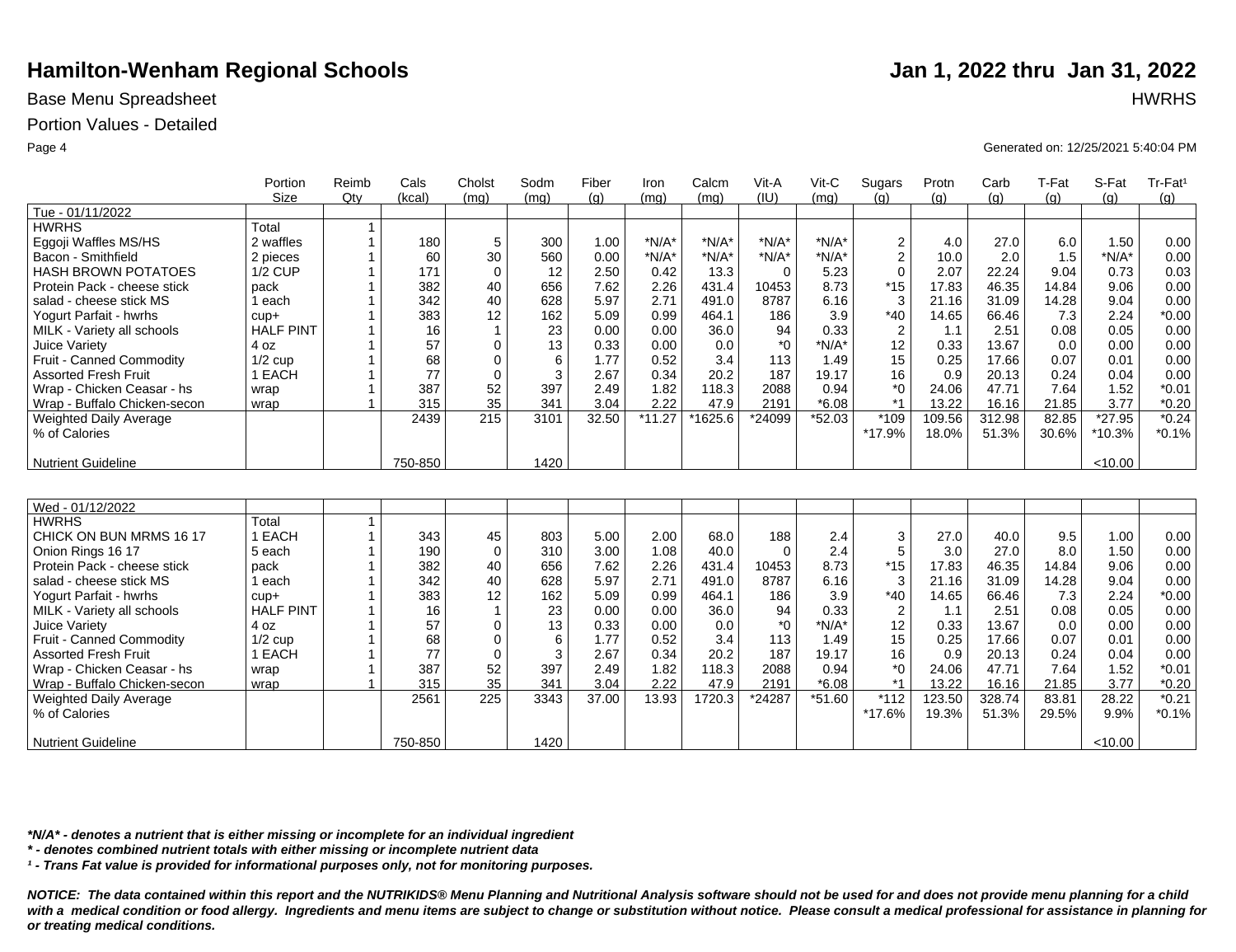# Hamilton-Wenham Regional Schools

**Jan 1, 2022 thru Jan 31, 2022**

Base Menu Spreadsheet

HWRHS

Portion Values - Detailed

Generated on: 12/25/2021 5:40:04 PM

| | Portion Size | Reimb Qty | Cals (kcal) | Cholst (mg) | Sodm (mg) | Fiber (g) | Iron (mg) | Calcm (mg) | Vit-A (IU) | Vit-C (mg) | Sugars (g) | Protn (g) | Carb (g) | T-Fat (g) | S-Fat (g) | Tr-Fat¹ (g) |
|---|---|---|---|---|---|---|---|---|---|---|---|---|---|---|---|---|
| Tue - 01/11/2022 | | | | | | | | | | | | | | | | |
| HWRHS | Total | 1 | | | | | | | | | | | | | | |
| Eggoji Waffles MS/HS | 2 waffles | 1 | 180 | 5 | 300 | 1.00 | *N/A* | *N/A* | *N/A* | *N/A* | 2 | 4.0 | 27.0 | 6.0 | 1.50 | 0.00 |
| Bacon - Smithfield | 2 pieces | 1 | 60 | 30 | 560 | 0.00 | *N/A* | *N/A* | *N/A* | *N/A* | 2 | 10.0 | 2.0 | 1.5 | *N/A* | 0.00 |
| HASH BROWN POTATOES | 1/2 CUP | 1 | 171 | 0 | 12 | 2.50 | 0.42 | 13.3 | 0 | 5.23 | 0 | 2.07 | 22.24 | 9.04 | 0.73 | 0.03 |
| Protein Pack - cheese stick | pack | 1 | 382 | 40 | 656 | 7.62 | 2.26 | 431.4 | 10453 | 8.73 | *15 | 17.83 | 46.35 | 14.84 | 9.06 | 0.00 |
| salad - cheese stick MS | 1 each | 1 | 342 | 40 | 628 | 5.97 | 2.71 | 491.0 | 8787 | 6.16 | 3 | 21.16 | 31.09 | 14.28 | 9.04 | 0.00 |
| Yogurt Parfait - hwrhs | cup+ | 1 | 383 | 12 | 162 | 5.09 | 0.99 | 464.1 | 186 | 3.9 | *40 | 14.65 | 66.46 | 7.3 | 2.24 | *0.00 |
| MILK - Variety all schools | HALF PINT | 1 | 16 | 1 | 23 | 0.00 | 0.00 | 36.0 | 94 | 0.33 | 2 | 1.1 | 2.51 | 0.08 | 0.05 | 0.00 |
| Juice Variety | 4 oz | 1 | 57 | 0 | 13 | 0.33 | 0.00 | 0.0 | *0 | *N/A* | 12 | 0.33 | 13.67 | 0.0 | 0.00 | 0.00 |
| Fruit - Canned Commodity | 1/2 cup | 1 | 68 | 0 | 6 | 1.77 | 0.52 | 3.4 | 113 | 1.49 | 15 | 0.25 | 17.66 | 0.07 | 0.01 | 0.00 |
| Assorted Fresh Fruit | 1 EACH | 1 | 77 | 0 | 3 | 2.67 | 0.34 | 20.2 | 187 | 19.17 | 16 | 0.9 | 20.13 | 0.24 | 0.04 | 0.00 |
| Wrap - Chicken Ceasar - hs | wrap | 1 | 387 | 52 | 397 | 2.49 | 1.82 | 118.3 | 2088 | 0.94 | *0 | 24.06 | 47.71 | 7.64 | 1.52 | *0.01 |
| Wrap - Buffalo Chicken-secon | wrap | 1 | 315 | 35 | 341 | 3.04 | 2.22 | 47.9 | 2191 | *6.08 | *1 | 13.22 | 16.16 | 21.85 | 3.77 | *0.20 |
| Weighted Daily Average | | | 2439 | 215 | 3101 | 32.50 | *11.27 | *1625.6 | *24099 | *52.03 | *109 | 109.56 | 312.98 | 82.85 | *27.95 | *0.24 |
| % of Calories | | | | | | | | | | | *17.9% | 18.0% | 51.3% | 30.6% | *10.3% | *0.1% |
| Nutrient Guideline | | | 750-850 | | 1420 | | | | | | | | | | <10.00 | |

| | Portion Size | Reimb Qty | Cals (kcal) | Cholst (mg) | Sodm (mg) | Fiber (g) | Iron (mg) | Calcm (mg) | Vit-A (IU) | Vit-C (mg) | Sugars (g) | Protn (g) | Carb (g) | T-Fat (g) | S-Fat (g) | Tr-Fat¹ (g) |
|---|---|---|---|---|---|---|---|---|---|---|---|---|---|---|---|---|
| Wed - 01/12/2022 | | | | | | | | | | | | | | | | |
| HWRHS | Total | 1 | | | | | | | | | | | | | | |
| CHICK ON BUN MRMS 16 17 | 1 EACH | 1 | 343 | 45 | 803 | 5.00 | 2.00 | 68.0 | 188 | 2.4 | 3 | 27.0 | 40.0 | 9.5 | 1.00 | 0.00 |
| Onion Rings 16 17 | 5 each | 1 | 190 | 0 | 310 | 3.00 | 1.08 | 40.0 | 0 | 2.4 | 5 | 3.0 | 27.0 | 8.0 | 1.50 | 0.00 |
| Protein Pack - cheese stick | pack | 1 | 382 | 40 | 656 | 7.62 | 2.26 | 431.4 | 10453 | 8.73 | *15 | 17.83 | 46.35 | 14.84 | 9.06 | 0.00 |
| salad - cheese stick MS | 1 each | 1 | 342 | 40 | 628 | 5.97 | 2.71 | 491.0 | 8787 | 6.16 | 3 | 21.16 | 31.09 | 14.28 | 9.04 | 0.00 |
| Yogurt Parfait - hwrhs | cup+ | 1 | 383 | 12 | 162 | 5.09 | 0.99 | 464.1 | 186 | 3.9 | *40 | 14.65 | 66.46 | 7.3 | 2.24 | *0.00 |
| MILK - Variety all schools | HALF PINT | 1 | 16 | 1 | 23 | 0.00 | 0.00 | 36.0 | 94 | 0.33 | 2 | 1.1 | 2.51 | 0.08 | 0.05 | 0.00 |
| Juice Variety | 4 oz | 1 | 57 | 0 | 13 | 0.33 | 0.00 | 0.0 | *0 | *N/A* | 12 | 0.33 | 13.67 | 0.0 | 0.00 | 0.00 |
| Fruit - Canned Commodity | 1/2 cup | 1 | 68 | 0 | 6 | 1.77 | 0.52 | 3.4 | 113 | 1.49 | 15 | 0.25 | 17.66 | 0.07 | 0.01 | 0.00 |
| Assorted Fresh Fruit | 1 EACH | 1 | 77 | 0 | 3 | 2.67 | 0.34 | 20.2 | 187 | 19.17 | 16 | 0.9 | 20.13 | 0.24 | 0.04 | 0.00 |
| Wrap - Chicken Ceasar - hs | wrap | 1 | 387 | 52 | 397 | 2.49 | 1.82 | 118.3 | 2088 | 0.94 | *0 | 24.06 | 47.71 | 7.64 | 1.52 | *0.01 |
| Wrap - Buffalo Chicken-secon | wrap | 1 | 315 | 35 | 341 | 3.04 | 2.22 | 47.9 | 2191 | *6.08 | *1 | 13.22 | 16.16 | 21.85 | 3.77 | *0.20 |
| Weighted Daily Average | | | 2561 | 225 | 3343 | 37.00 | 13.93 | 1720.3 | *24287 | *51.60 | *112 | 123.50 | 328.74 | 83.81 | 28.22 | *0.21 |
| % of Calories | | | | | | | | | | | *17.6% | 19.3% | 51.3% | 29.5% | 9.9% | *0.1% |
| Nutrient Guideline | | | 750-850 | | 1420 | | | | | | | | | | <10.00 | |

***N/A* - denotes a nutrient that is either missing or incomplete for an individual ingredient***

***\* - denotes combined nutrient totals with either missing or incomplete nutrient data***

***¹ - Trans Fat value is provided for informational purposes only, not for monitoring purposes.***

***NOTICE: The data contained within this report and the NUTRIKIDS® Menu Planning and Nutritional Analysis software should not be used for and does not provide menu planning for a child with a medical condition or food allergy. Ingredients and menu items are subject to change or substitution without notice. Please consult a medical professional for assistance in planning for or treating medical conditions.***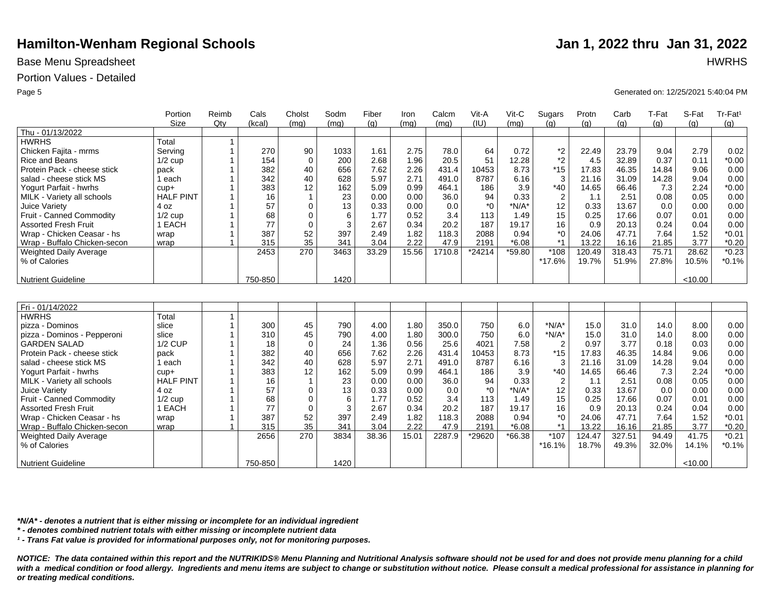# Hamilton-Wenham Regional Schools

**Jan 1, 2022 thru Jan 31, 2022**

Base Menu Spreadsheet

HWRHS

Portion Values - Detailed

Generated on: 12/25/2021 5:40:04 PM

| | Portion Size | Reimb Qty | Cals (kcal) | Cholst (mg) | Sodm (mg) | Fiber (g) | Iron (mg) | Calcm (mg) | Vit-A (IU) | Vit-C (mg) | Sugars (g) | Protn (g) | Carb (g) | T-Fat (g) | S-Fat (g) | Tr-Fat¹ (g) |
|---|---|---|---|---|---|---|---|---|---|---|---|---|---|---|---|---|
| Thu - 01/13/2022 | | | | | | | | | | | | | | | | |
| HWRHS | Total | 1 | | | | | | | | | | | | | | |
| Chicken Fajita - mrms | Serving | 1 | 270 | 90 | 1033 | 1.61 | 2.75 | 78.0 | 64 | 0.72 | *2 | 22.49 | 23.79 | 9.04 | 2.79 | 0.02 |
| Rice and Beans | 1/2 cup | 1 | 154 | 0 | 200 | 2.68 | 1.96 | 20.5 | 51 | 12.28 | *2 | 4.5 | 32.89 | 0.37 | 0.11 | *0.00 |
| Protein Pack - cheese stick | pack | 1 | 382 | 40 | 656 | 7.62 | 2.26 | 431.4 | 10453 | 8.73 | *15 | 17.83 | 46.35 | 14.84 | 9.06 | 0.00 |
| salad - cheese stick MS | 1 each | 1 | 342 | 40 | 628 | 5.97 | 2.71 | 491.0 | 8787 | 6.16 | 3 | 21.16 | 31.09 | 14.28 | 9.04 | 0.00 |
| Yogurt Parfait - hwrhs | cup+ | 1 | 383 | 12 | 162 | 5.09 | 0.99 | 464.1 | 186 | 3.9 | *40 | 14.65 | 66.46 | 7.3 | 2.24 | *0.00 |
| MILK - Variety all schools | HALF PINT | 1 | 16 | 1 | 23 | 0.00 | 0.00 | 36.0 | 94 | 0.33 | 2 | 1.1 | 2.51 | 0.08 | 0.05 | 0.00 |
| Juice Variety | 4 oz | 1 | 57 | 0 | 13 | 0.33 | 0.00 | 0.0 | *0 | *N/A* | 12 | 0.33 | 13.67 | 0.0 | 0.00 | 0.00 |
| Fruit - Canned Commodity | 1/2 cup | 1 | 68 | 0 | 6 | 1.77 | 0.52 | 3.4 | 113 | 1.49 | 15 | 0.25 | 17.66 | 0.07 | 0.01 | 0.00 |
| Assorted Fresh Fruit | 1 EACH | 1 | 77 | 0 | 3 | 2.67 | 0.34 | 20.2 | 187 | 19.17 | 16 | 0.9 | 20.13 | 0.24 | 0.04 | 0.00 |
| Wrap - Chicken Ceasar - hs | wrap | 1 | 387 | 52 | 397 | 2.49 | 1.82 | 118.3 | 2088 | 0.94 | *0 | 24.06 | 47.71 | 7.64 | 1.52 | *0.01 |
| Wrap - Buffalo Chicken-secon | wrap | 1 | 315 | 35 | 341 | 3.04 | 2.22 | 47.9 | 2191 | *6.08 | *1 | 13.22 | 16.16 | 21.85 | 3.77 | *0.20 |
| Weighted Daily Average | | | 2453 | 270 | 3463 | 33.29 | 15.56 | 1710.8 | *24214 | *59.80 | *108 | 120.49 | 318.43 | 75.71 | 28.62 | *0.23 |
| % of Calories | | | | | | | | | | | *17.6% | 19.7% | 51.9% | 27.8% | 10.5% | *0.1% |
| Nutrient Guideline | | | 750-850 | | 1420 | | | | | | | | | | <10.00 | |

| | Portion Size | Reimb Qty | Cals (kcal) | Cholst (mg) | Sodm (mg) | Fiber (g) | Iron (mg) | Calcm (mg) | Vit-A (IU) | Vit-C (mg) | Sugars (g) | Protn (g) | Carb (g) | T-Fat (g) | S-Fat (g) | Tr-Fat¹ (g) |
|---|---|---|---|---|---|---|---|---|---|---|---|---|---|---|---|---|
| Fri - 01/14/2022 | | | | | | | | | | | | | | | | |
| HWRHS | Total | 1 | | | | | | | | | | | | | | |
| pizza - Dominos | slice | 1 | 300 | 45 | 790 | 4.00 | 1.80 | 350.0 | 750 | 6.0 | *N/A* | 15.0 | 31.0 | 14.0 | 8.00 | 0.00 |
| pizza - Dominos - Pepperoni | slice | 1 | 310 | 45 | 790 | 4.00 | 1.80 | 300.0 | 750 | 6.0 | *N/A* | 15.0 | 31.0 | 14.0 | 8.00 | 0.00 |
| GARDEN SALAD | 1/2 CUP | 1 | 18 | 0 | 24 | 1.36 | 0.56 | 25.6 | 4021 | 7.58 | 2 | 0.97 | 3.77 | 0.18 | 0.03 | 0.00 |
| Protein Pack - cheese stick | pack | 1 | 382 | 40 | 656 | 7.62 | 2.26 | 431.4 | 10453 | 8.73 | *15 | 17.83 | 46.35 | 14.84 | 9.06 | 0.00 |
| salad - cheese stick MS | 1 each | 1 | 342 | 40 | 628 | 5.97 | 2.71 | 491.0 | 8787 | 6.16 | 3 | 21.16 | 31.09 | 14.28 | 9.04 | 0.00 |
| Yogurt Parfait - hwrhs | cup+ | 1 | 383 | 12 | 162 | 5.09 | 0.99 | 464.1 | 186 | 3.9 | *40 | 14.65 | 66.46 | 7.3 | 2.24 | *0.00 |
| MILK - Variety all schools | HALF PINT | 1 | 16 | 1 | 23 | 0.00 | 0.00 | 36.0 | 94 | 0.33 | 2 | 1.1 | 2.51 | 0.08 | 0.05 | 0.00 |
| Juice Variety | 4 oz | 1 | 57 | 0 | 13 | 0.33 | 0.00 | 0.0 | *0 | *N/A* | 12 | 0.33 | 13.67 | 0.0 | 0.00 | 0.00 |
| Fruit - Canned Commodity | 1/2 cup | 1 | 68 | 0 | 6 | 1.77 | 0.52 | 3.4 | 113 | 1.49 | 15 | 0.25 | 17.66 | 0.07 | 0.01 | 0.00 |
| Assorted Fresh Fruit | 1 EACH | 1 | 77 | 0 | 3 | 2.67 | 0.34 | 20.2 | 187 | 19.17 | 16 | 0.9 | 20.13 | 0.24 | 0.04 | 0.00 |
| Wrap - Chicken Ceasar - hs | wrap | 1 | 387 | 52 | 397 | 2.49 | 1.82 | 118.3 | 2088 | 0.94 | *0 | 24.06 | 47.71 | 7.64 | 1.52 | *0.01 |
| Wrap - Buffalo Chicken-secon | wrap | 1 | 315 | 35 | 341 | 3.04 | 2.22 | 47.9 | 2191 | *6.08 | *1 | 13.22 | 16.16 | 21.85 | 3.77 | *0.20 |
| Weighted Daily Average | | | 2656 | 270 | 3834 | 38.36 | 15.01 | 2287.9 | *29620 | *66.38 | *107 | 124.47 | 327.51 | 94.49 | 41.75 | *0.21 |
| % of Calories | | | | | | | | | | | *16.1% | 18.7% | 49.3% | 32.0% | 14.1% | *0.1% |
| Nutrient Guideline | | | 750-850 | | 1420 | | | | | | | | | | <10.00 | |

***N/A* - denotes a nutrient that is either missing or incomplete for an individual ingredient**

**\* - denotes combined nutrient totals with either missing or incomplete nutrient data**

**¹ - Trans Fat value is provided for informational purposes only, not for monitoring purposes.**

***NOTICE: The data contained within this report and the NUTRIKIDS® Menu Planning and Nutritional Analysis software should not be used for and does not provide menu planning for a child with a medical condition or food allergy. Ingredients and menu items are subject to change or substitution without notice. Please consult a medical professional for assistance in planning for or treating medical conditions.***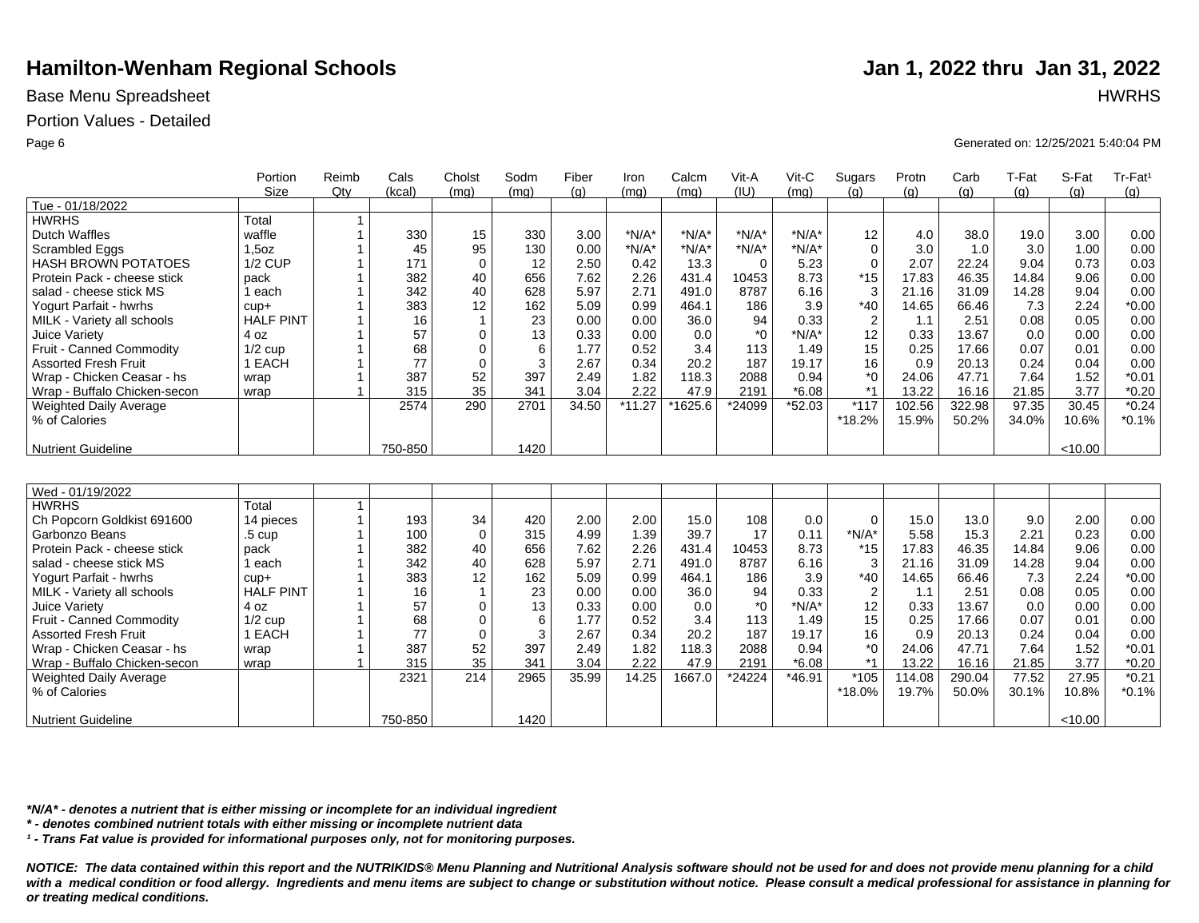# Hamilton-Wenham Regional Schools

**Jan 1, 2022 thru Jan 31, 2022**

Base Menu Spreadsheet

HWRHS

Portion Values - Detailed

Generated on: 12/25/2021 5:40:04 PM

| | Portion Size | Reimb Qty | Cals (kcal) | Cholst (mg) | Sodm (mg) | Fiber (g) | Iron (mg) | Calcm (mg) | Vit-A (IU) | Vit-C (mg) | Sugars (g) | Protn (g) | Carb (g) | T-Fat (g) | S-Fat (g) | Tr-Fat¹ (g) |
|---|---|---|---|---|---|---|---|---|---|---|---|---|---|---|---|---|
| Tue - 01/18/2022 | | | | | | | | | | | | | | | | |
| HWRHS | Total | 1 | | | | | | | | | | | | | | |
| Dutch Waffles | waffle | 1 | 330 | 15 | 330 | 3.00 | *N/A* | *N/A* | *N/A* | *N/A* | 12 | 4.0 | 38.0 | 19.0 | 3.00 | 0.00 |
| Scrambled Eggs | 1,5oz | 1 | 45 | 95 | 130 | 0.00 | *N/A* | *N/A* | *N/A* | *N/A* | 0 | 3.0 | 1.0 | 3.0 | 1.00 | 0.00 |
| HASH BROWN POTATOES | 1/2 CUP | 1 | 171 | 0 | 12 | 2.50 | 0.42 | 13.3 | 0 | 5.23 | 0 | 2.07 | 22.24 | 9.04 | 0.73 | 0.03 |
| Protein Pack - cheese stick | pack | 1 | 382 | 40 | 656 | 7.62 | 2.26 | 431.4 | 10453 | 8.73 | *15 | 17.83 | 46.35 | 14.84 | 9.06 | 0.00 |
| salad - cheese stick MS | 1 each | 1 | 342 | 40 | 628 | 5.97 | 2.71 | 491.0 | 8787 | 6.16 | 3 | 21.16 | 31.09 | 14.28 | 9.04 | 0.00 |
| Yogurt Parfait - hwrhs | cup+ | 1 | 383 | 12 | 162 | 5.09 | 0.99 | 464.1 | 186 | 3.9 | *40 | 14.65 | 66.46 | 7.3 | 2.24 | *0.00 |
| MILK - Variety all schools | HALF PINT | 1 | 16 | 1 | 23 | 0.00 | 0.00 | 36.0 | 94 | 0.33 | 2 | 1.1 | 2.51 | 0.08 | 0.05 | 0.00 |
| Juice Variety | 4 oz | 1 | 57 | 0 | 13 | 0.33 | 0.00 | 0.0 | *0 | *N/A* | 12 | 0.33 | 13.67 | 0.0 | 0.00 | 0.00 |
| Fruit - Canned Commodity | 1/2 cup | 1 | 68 | 0 | 6 | 1.77 | 0.52 | 3.4 | 113 | 1.49 | 15 | 0.25 | 17.66 | 0.07 | 0.01 | 0.00 |
| Assorted Fresh Fruit | 1 EACH | 1 | 77 | 0 | 3 | 2.67 | 0.34 | 20.2 | 187 | 19.17 | 16 | 0.9 | 20.13 | 0.24 | 0.04 | 0.00 |
| Wrap - Chicken Ceasar - hs | wrap | 1 | 387 | 52 | 397 | 2.49 | 1.82 | 118.3 | 2088 | 0.94 | *0 | 24.06 | 47.71 | 7.64 | 1.52 | *0.01 |
| Wrap - Buffalo Chicken-secon | wrap | 1 | 315 | 35 | 341 | 3.04 | 2.22 | 47.9 | 2191 | *6.08 | *1 | 13.22 | 16.16 | 21.85 | 3.77 | *0.20 |
| Weighted Daily Average | | | 2574 | 290 | 2701 | 34.50 | *11.27 | *1625.6 | *24099 | *52.03 | *117 | 102.56 | 322.98 | 97.35 | 30.45 | *0.24 |
| % of Calories | | | | | | | | | | | *18.2% | 15.9% | 50.2% | 34.0% | 10.6% | *0.1% |
| Nutrient Guideline | | | 750-850 | | 1420 | | | | | | | | | | <10.00 | |

| | Portion Size | Reimb Qty | Cals (kcal) | Cholst (mg) | Sodm (mg) | Fiber (g) | Iron (mg) | Calcm (mg) | Vit-A (IU) | Vit-C (mg) | Sugars (g) | Protn (g) | Carb (g) | T-Fat (g) | S-Fat (g) | Tr-Fat¹ (g) |
|---|---|---|---|---|---|---|---|---|---|---|---|---|---|---|---|---|
| Wed - 01/19/2022 | | | | | | | | | | | | | | | | |
| HWRHS | Total | 1 | | | | | | | | | | | | | | |
| Ch Popcorn Goldkist 691600 | 14 pieces | 1 | 193 | 34 | 420 | 2.00 | 2.00 | 15.0 | 108 | 0.0 | 0 | 15.0 | 13.0 | 9.0 | 2.00 | 0.00 |
| Garbonzo Beans | .5 cup | 1 | 100 | 0 | 315 | 4.99 | 1.39 | 39.7 | 17 | 0.11 | *N/A* | 5.58 | 15.3 | 2.21 | 0.23 | 0.00 |
| Protein Pack - cheese stick | pack | 1 | 382 | 40 | 656 | 7.62 | 2.26 | 431.4 | 10453 | 8.73 | *15 | 17.83 | 46.35 | 14.84 | 9.06 | 0.00 |
| salad - cheese stick MS | 1 each | 1 | 342 | 40 | 628 | 5.97 | 2.71 | 491.0 | 8787 | 6.16 | 3 | 21.16 | 31.09 | 14.28 | 9.04 | 0.00 |
| Yogurt Parfait - hwrhs | cup+ | 1 | 383 | 12 | 162 | 5.09 | 0.99 | 464.1 | 186 | 3.9 | *40 | 14.65 | 66.46 | 7.3 | 2.24 | *0.00 |
| MILK - Variety all schools | HALF PINT | 1 | 16 | 1 | 23 | 0.00 | 0.00 | 36.0 | 94 | 0.33 | 2 | 1.1 | 2.51 | 0.08 | 0.05 | 0.00 |
| Juice Variety | 4 oz | 1 | 57 | 0 | 13 | 0.33 | 0.00 | 0.0 | *0 | *N/A* | 12 | 0.33 | 13.67 | 0.0 | 0.00 | 0.00 |
| Fruit - Canned Commodity | 1/2 cup | 1 | 68 | 0 | 6 | 1.77 | 0.52 | 3.4 | 113 | 1.49 | 15 | 0.25 | 17.66 | 0.07 | 0.01 | 0.00 |
| Assorted Fresh Fruit | 1 EACH | 1 | 77 | 0 | 3 | 2.67 | 0.34 | 20.2 | 187 | 19.17 | 16 | 0.9 | 20.13 | 0.24 | 0.04 | 0.00 |
| Wrap - Chicken Ceasar - hs | wrap | 1 | 387 | 52 | 397 | 2.49 | 1.82 | 118.3 | 2088 | 0.94 | *0 | 24.06 | 47.71 | 7.64 | 1.52 | *0.01 |
| Wrap - Buffalo Chicken-secon | wrap | 1 | 315 | 35 | 341 | 3.04 | 2.22 | 47.9 | 2191 | *6.08 | *1 | 13.22 | 16.16 | 21.85 | 3.77 | *0.20 |
| Weighted Daily Average | | | 2321 | 214 | 2965 | 35.99 | 14.25 | 1667.0 | *24224 | *46.91 | *105 | 114.08 | 290.04 | 77.52 | 27.95 | *0.21 |
| % of Calories | | | | | | | | | | | *18.0% | 19.7% | 50.0% | 30.1% | 10.8% | *0.1% |
| Nutrient Guideline | | | 750-850 | | 1420 | | | | | | | | | | <10.00 | |

***N/A* - denotes a nutrient that is either missing or incomplete for an individual ingredient***

***\* - denotes combined nutrient totals with either missing or incomplete nutrient data***

***¹ - Trans Fat value is provided for informational purposes only, not for monitoring purposes.***

***NOTICE: The data contained within this report and the NUTRIKIDS® Menu Planning and Nutritional Analysis software should not be used for and does not provide menu planning for a child with a medical condition or food allergy. Ingredients and menu items are subject to change or substitution without notice. Please consult a medical professional for assistance in planning for or treating medical conditions.***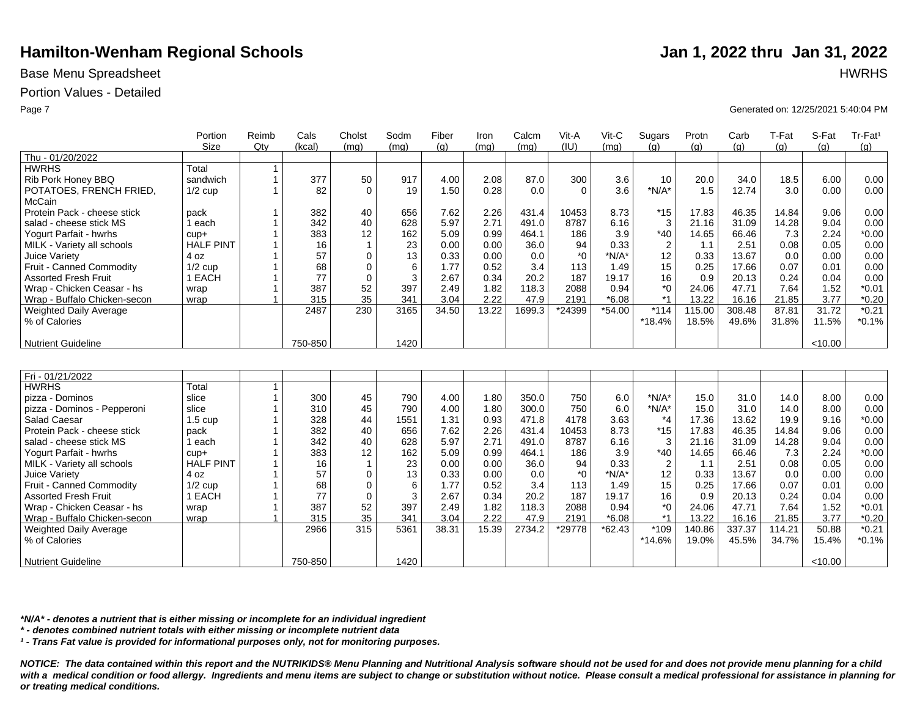# Hamilton-Wenham Regional Schools

**Jan 1, 2022 thru Jan 31, 2022**

Base Menu Spreadsheet

HWRHS

Portion Values - Detailed

Generated on: 12/25/2021 5:40:04 PM

| | Portion Size | Reimb Qty | Cals (kcal) | Cholst (mg) | Sodm (mg) | Fiber (g) | Iron (mg) | Calcm (mg) | Vit-A (IU) | Vit-C (mg) | Sugars (g) | Protn (g) | Carb (g) | T-Fat (g) | S-Fat (g) | Tr-Fat¹ (g) |
|---|---|---|---|---|---|---|---|---|---|---|---|---|---|---|---|---|
| Thu - 01/20/2022 | | | | | | | | | | | | | | | | |
| HWRHS | Total | 1 | | | | | | | | | | | | | | |
| Rib Pork Honey BBQ | sandwich | 1 | 377 | 50 | 917 | 4.00 | 2.08 | 87.0 | 300 | 3.6 | 10 | 20.0 | 34.0 | 18.5 | 6.00 | 0.00 |
| POTATOES, FRENCH FRIED, McCain | 1/2 cup | 1 | 82 | 0 | 19 | 1.50 | 0.28 | 0.0 | 0 | 3.6 | *N/A* | 1.5 | 12.74 | 3.0 | 0.00 | 0.00 |
| Protein Pack - cheese stick | pack | 1 | 382 | 40 | 656 | 7.62 | 2.26 | 431.4 | 10453 | 8.73 | *15 | 17.83 | 46.35 | 14.84 | 9.06 | 0.00 |
| salad - cheese stick MS | 1 each | 1 | 342 | 40 | 628 | 5.97 | 2.71 | 491.0 | 8787 | 6.16 | 3 | 21.16 | 31.09 | 14.28 | 9.04 | 0.00 |
| Yogurt Parfait - hwrhs | cup+ | 1 | 383 | 12 | 162 | 5.09 | 0.99 | 464.1 | 186 | 3.9 | *40 | 14.65 | 66.46 | 7.3 | 2.24 | *0.00 |
| MILK - Variety all schools | HALF PINT | 1 | 16 | 1 | 23 | 0.00 | 0.00 | 36.0 | 94 | 0.33 | 2 | 1.1 | 2.51 | 0.08 | 0.05 | 0.00 |
| Juice Variety | 4 oz | 1 | 57 | 0 | 13 | 0.33 | 0.00 | 0.0 | *0 | *N/A* | 12 | 0.33 | 13.67 | 0.0 | 0.00 | 0.00 |
| Fruit - Canned Commodity | 1/2 cup | 1 | 68 | 0 | 6 | 1.77 | 0.52 | 3.4 | 113 | 1.49 | 15 | 0.25 | 17.66 | 0.07 | 0.01 | 0.00 |
| Assorted Fresh Fruit | 1 EACH | 1 | 77 | 0 | 3 | 2.67 | 0.34 | 20.2 | 187 | 19.17 | 16 | 0.9 | 20.13 | 0.24 | 0.04 | 0.00 |
| Wrap - Chicken Ceasar - hs | wrap | 1 | 387 | 52 | 397 | 2.49 | 1.82 | 118.3 | 2088 | 0.94 | *0 | 24.06 | 47.71 | 7.64 | 1.52 | *0.01 |
| Wrap - Buffalo Chicken-secon | wrap | 1 | 315 | 35 | 341 | 3.04 | 2.22 | 47.9 | 2191 | *6.08 | *1 | 13.22 | 16.16 | 21.85 | 3.77 | *0.20 |
| Weighted Daily Average | | | 2487 | 230 | 3165 | 34.50 | 13.22 | 1699.3 | *24399 | *54.00 | *114 | 115.00 | 308.48 | 87.81 | 31.72 | *0.21 |
| % of Calories | | | | | | | | | | | *18.4% | 18.5% | 49.6% | 31.8% | 11.5% | *0.1% |
| Nutrient Guideline | | | 750-850 | | 1420 | | | | | | | | | | <10.00 | |

| | Portion Size | Reimb Qty | Cals (kcal) | Cholst (mg) | Sodm (mg) | Fiber (g) | Iron (mg) | Calcm (mg) | Vit-A (IU) | Vit-C (mg) | Sugars (g) | Protn (g) | Carb (g) | T-Fat (g) | S-Fat (g) | Tr-Fat¹ (g) |
|---|---|---|---|---|---|---|---|---|---|---|---|---|---|---|---|---|
| Fri - 01/21/2022 | | | | | | | | | | | | | | | | |
| HWRHS | Total | 1 | | | | | | | | | | | | | | |
| pizza - Dominos | slice | 1 | 300 | 45 | 790 | 4.00 | 1.80 | 350.0 | 750 | 6.0 | *N/A* | 15.0 | 31.0 | 14.0 | 8.00 | 0.00 |
| pizza - Dominos - Pepperoni | slice | 1 | 310 | 45 | 790 | 4.00 | 1.80 | 300.0 | 750 | 6.0 | *N/A* | 15.0 | 31.0 | 14.0 | 8.00 | 0.00 |
| Salad Caesar | 1.5 cup | 1 | 328 | 44 | 1551 | 1.31 | 0.93 | 471.8 | 4178 | 3.63 | *4 | 17.36 | 13.62 | 19.9 | 9.16 | *0.00 |
| Protein Pack - cheese stick | pack | 1 | 382 | 40 | 656 | 7.62 | 2.26 | 431.4 | 10453 | 8.73 | *15 | 17.83 | 46.35 | 14.84 | 9.06 | 0.00 |
| salad - cheese stick MS | 1 each | 1 | 342 | 40 | 628 | 5.97 | 2.71 | 491.0 | 8787 | 6.16 | 3 | 21.16 | 31.09 | 14.28 | 9.04 | 0.00 |
| Yogurt Parfait - hwrhs | cup+ | 1 | 383 | 12 | 162 | 5.09 | 0.99 | 464.1 | 186 | 3.9 | *40 | 14.65 | 66.46 | 7.3 | 2.24 | *0.00 |
| MILK - Variety all schools | HALF PINT | 1 | 16 | 1 | 23 | 0.00 | 0.00 | 36.0 | 94 | 0.33 | 2 | 1.1 | 2.51 | 0.08 | 0.05 | 0.00 |
| Juice Variety | 4 oz | 1 | 57 | 0 | 13 | 0.33 | 0.00 | 0.0 | *0 | *N/A* | 12 | 0.33 | 13.67 | 0.0 | 0.00 | 0.00 |
| Fruit - Canned Commodity | 1/2 cup | 1 | 68 | 0 | 6 | 1.77 | 0.52 | 3.4 | 113 | 1.49 | 15 | 0.25 | 17.66 | 0.07 | 0.01 | 0.00 |
| Assorted Fresh Fruit | 1 EACH | 1 | 77 | 0 | 3 | 2.67 | 0.34 | 20.2 | 187 | 19.17 | 16 | 0.9 | 20.13 | 0.24 | 0.04 | 0.00 |
| Wrap - Chicken Ceasar - hs | wrap | 1 | 387 | 52 | 397 | 2.49 | 1.82 | 118.3 | 2088 | 0.94 | *0 | 24.06 | 47.71 | 7.64 | 1.52 | *0.01 |
| Wrap - Buffalo Chicken-secon | wrap | 1 | 315 | 35 | 341 | 3.04 | 2.22 | 47.9 | 2191 | *6.08 | *1 | 13.22 | 16.16 | 21.85 | 3.77 | *0.20 |
| Weighted Daily Average | | | 2966 | 315 | 5361 | 38.31 | 15.39 | 2734.2 | *29778 | *62.43 | *109 | 140.86 | 337.37 | 114.21 | 50.88 | *0.21 |
| % of Calories | | | | | | | | | | | *14.6% | 19.0% | 45.5% | 34.7% | 15.4% | *0.1% |
| Nutrient Guideline | | | 750-850 | | 1420 | | | | | | | | | | <10.00 | |

***N/A* - denotes a nutrient that is either missing or incomplete for an individual ingredient***

***\* - denotes combined nutrient totals with either missing or incomplete nutrient data***

***¹ - Trans Fat value is provided for informational purposes only, not for monitoring purposes.***

***NOTICE: The data contained within this report and the NUTRIKIDS® Menu Planning and Nutritional Analysis software should not be used for and does not provide menu planning for a child with a medical condition or food allergy. Ingredients and menu items are subject to change or substitution without notice. Please consult a medical professional for assistance in planning for or treating medical conditions.***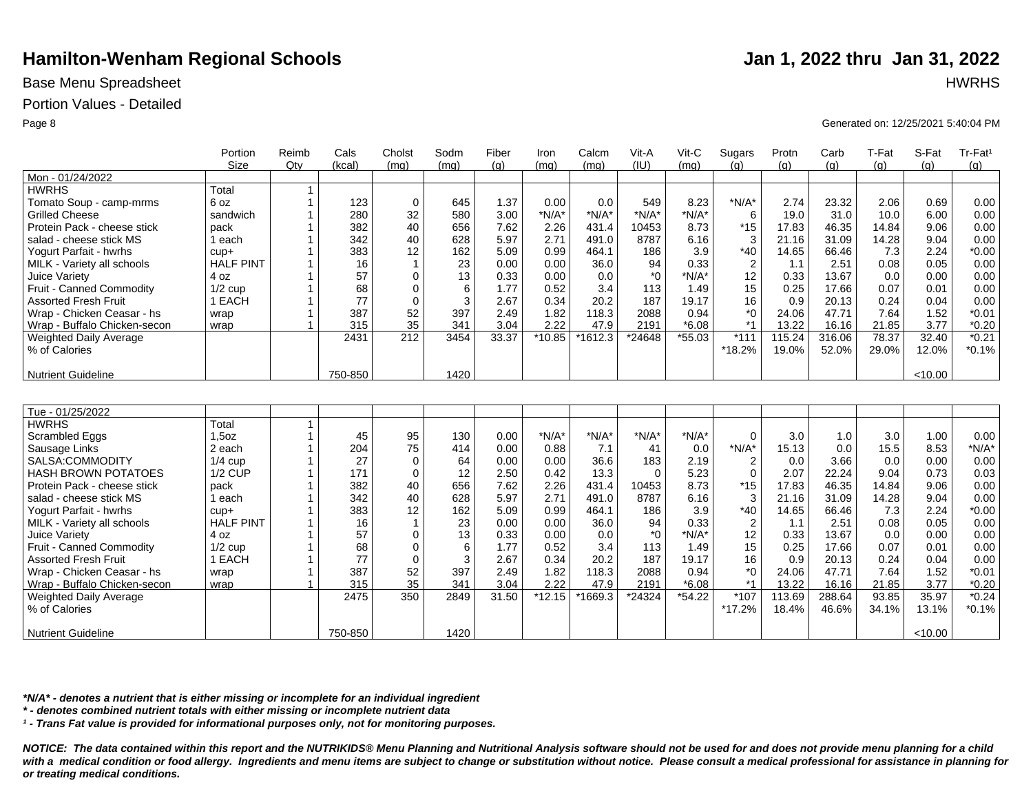# Hamilton-Wenham Regional Schools

**Jan 1, 2022 thru Jan 31, 2022**

Base Menu Spreadsheet

HWRHS

Portion Values - Detailed

Generated on: 12/25/2021 5:40:04 PM

| | Portion Size | Reimb Qty | Cals (kcal) | Cholst (mg) | Sodm (mg) | Fiber (g) | Iron (mg) | Calcm (mg) | Vit-A (IU) | Vit-C (mg) | Sugars (g) | Protn (g) | Carb (g) | T-Fat (g) | S-Fat (g) | Tr-Fat¹ (g) |
|---|---|---|---|---|---|---|---|---|---|---|---|---|---|---|---|---|
| Mon - 01/24/2022 | | | | | | | | | | | | | | | | |
| HWRHS | Total | 1 | | | | | | | | | | | | | | |
| Tomato Soup - camp-mrms | 6 oz | 1 | 123 | 0 | 645 | 1.37 | 0.00 | 0.0 | 549 | 8.23 | *N/A* | 2.74 | 23.32 | 2.06 | 0.69 | 0.00 |
| Grilled Cheese | sandwich | 1 | 280 | 32 | 580 | 3.00 | *N/A* | *N/A* | *N/A* | *N/A* | 6 | 19.0 | 31.0 | 10.0 | 6.00 | 0.00 |
| Protein Pack - cheese stick | pack | 1 | 382 | 40 | 656 | 7.62 | 2.26 | 431.4 | 10453 | 8.73 | *15 | 17.83 | 46.35 | 14.84 | 9.06 | 0.00 |
| salad - cheese stick MS | 1 each | 1 | 342 | 40 | 628 | 5.97 | 2.71 | 491.0 | 8787 | 6.16 | 3 | 21.16 | 31.09 | 14.28 | 9.04 | 0.00 |
| Yogurt Parfait - hwrhs | cup+ | 1 | 383 | 12 | 162 | 5.09 | 0.99 | 464.1 | 186 | 3.9 | *40 | 14.65 | 66.46 | 7.3 | 2.24 | *0.00 |
| MILK - Variety all schools | HALF PINT | 1 | 16 | 1 | 23 | 0.00 | 0.00 | 36.0 | 94 | 0.33 | 2 | 1.1 | 2.51 | 0.08 | 0.05 | 0.00 |
| Juice Variety | 4 oz | 1 | 57 | 0 | 13 | 0.33 | 0.00 | 0.0 | *0 | *N/A* | 12 | 0.33 | 13.67 | 0.0 | 0.00 | 0.00 |
| Fruit - Canned Commodity | 1/2 cup | 1 | 68 | 0 | 6 | 1.77 | 0.52 | 3.4 | 113 | 1.49 | 15 | 0.25 | 17.66 | 0.07 | 0.01 | 0.00 |
| Assorted Fresh Fruit | 1 EACH | 1 | 77 | 0 | 3 | 2.67 | 0.34 | 20.2 | 187 | 19.17 | 16 | 0.9 | 20.13 | 0.24 | 0.04 | 0.00 |
| Wrap - Chicken Ceasar - hs | wrap | 1 | 387 | 52 | 397 | 2.49 | 1.82 | 118.3 | 2088 | 0.94 | *0 | 24.06 | 47.71 | 7.64 | 1.52 | *0.01 |
| Wrap - Buffalo Chicken-secon | wrap | 1 | 315 | 35 | 341 | 3.04 | 2.22 | 47.9 | 2191 | *6.08 | *1 | 13.22 | 16.16 | 21.85 | 3.77 | *0.20 |
| Weighted Daily Average | | | 2431 | 212 | 3454 | 33.37 | *10.85 | *1612.3 | *24648 | *55.03 | *111 | 115.24 | 316.06 | 78.37 | 32.40 | *0.21 |
| % of Calories | | | | | | | | | | | *18.2% | 19.0% | 52.0% | 29.0% | 12.0% | *0.1% |
| Nutrient Guideline | | | 750-850 | | 1420 | | | | | | | | | | <10.00 | |

| | Portion Size | Reimb Qty | Cals (kcal) | Cholst (mg) | Sodm (mg) | Fiber (g) | Iron (mg) | Calcm (mg) | Vit-A (IU) | Vit-C (mg) | Sugars (g) | Protn (g) | Carb (g) | T-Fat (g) | S-Fat (g) | Tr-Fat¹ (g) |
|---|---|---|---|---|---|---|---|---|---|---|---|---|---|---|---|---|
| Tue - 01/25/2022 | | | | | | | | | | | | | | | | |
| HWRHS | Total | 1 | | | | | | | | | | | | | | |
| Scrambled Eggs | 1,5oz | 1 | 45 | 95 | 130 | 0.00 | *N/A* | *N/A* | *N/A* | *N/A* | 0 | 3.0 | 1.0 | 3.0 | 1.00 | 0.00 |
| Sausage Links | 2 each | 1 | 204 | 75 | 414 | 0.00 | 0.88 | 7.1 | 41 | 0.0 | *N/A* | 15.13 | 0.0 | 15.5 | 8.53 | *N/A* |
| SALSA:COMMODITY | 1/4 cup | 1 | 27 | 0 | 64 | 0.00 | 0.00 | 36.6 | 183 | 2.19 | 2 | 0.0 | 3.66 | 0.0 | 0.00 | 0.00 |
| HASH BROWN POTATOES | 1/2 CUP | 1 | 171 | 0 | 12 | 2.50 | 0.42 | 13.3 | 0 | 5.23 | 0 | 2.07 | 22.24 | 9.04 | 0.73 | 0.03 |
| Protein Pack - cheese stick | pack | 1 | 382 | 40 | 656 | 7.62 | 2.26 | 431.4 | 10453 | 8.73 | *15 | 17.83 | 46.35 | 14.84 | 9.06 | 0.00 |
| salad - cheese stick MS | 1 each | 1 | 342 | 40 | 628 | 5.97 | 2.71 | 491.0 | 8787 | 6.16 | 3 | 21.16 | 31.09 | 14.28 | 9.04 | 0.00 |
| Yogurt Parfait - hwrhs | cup+ | 1 | 383 | 12 | 162 | 5.09 | 0.99 | 464.1 | 186 | 3.9 | *40 | 14.65 | 66.46 | 7.3 | 2.24 | *0.00 |
| MILK - Variety all schools | HALF PINT | 1 | 16 | 1 | 23 | 0.00 | 0.00 | 36.0 | 94 | 0.33 | 2 | 1.1 | 2.51 | 0.08 | 0.05 | 0.00 |
| Juice Variety | 4 oz | 1 | 57 | 0 | 13 | 0.33 | 0.00 | 0.0 | *0 | *N/A* | 12 | 0.33 | 13.67 | 0.0 | 0.00 | 0.00 |
| Fruit - Canned Commodity | 1/2 cup | 1 | 68 | 0 | 6 | 1.77 | 0.52 | 3.4 | 113 | 1.49 | 15 | 0.25 | 17.66 | 0.07 | 0.01 | 0.00 |
| Assorted Fresh Fruit | 1 EACH | 1 | 77 | 0 | 3 | 2.67 | 0.34 | 20.2 | 187 | 19.17 | 16 | 0.9 | 20.13 | 0.24 | 0.04 | 0.00 |
| Wrap - Chicken Ceasar - hs | wrap | 1 | 387 | 52 | 397 | 2.49 | 1.82 | 118.3 | 2088 | 0.94 | *0 | 24.06 | 47.71 | 7.64 | 1.52 | *0.01 |
| Wrap - Buffalo Chicken-secon | wrap | 1 | 315 | 35 | 341 | 3.04 | 2.22 | 47.9 | 2191 | *6.08 | *1 | 13.22 | 16.16 | 21.85 | 3.77 | *0.20 |
| Weighted Daily Average | | | 2475 | 350 | 2849 | 31.50 | *12.15 | *1669.3 | *24324 | *54.22 | *107 | 113.69 | 288.64 | 93.85 | 35.97 | *0.24 |
| % of Calories | | | | | | | | | | | *17.2% | 18.4% | 46.6% | 34.1% | 13.1% | *0.1% |
| Nutrient Guideline | | | 750-850 | | 1420 | | | | | | | | | | <10.00 | |

***N/A* - denotes a nutrient that is either missing or incomplete for an individual ingredient***

*** - denotes combined nutrient totals with either missing or incomplete nutrient data***

***¹ - Trans Fat value is provided for informational purposes only, not for monitoring purposes.***

***NOTICE: The data contained within this report and the NUTRIKIDS® Menu Planning and Nutritional Analysis software should not be used for and does not provide menu planning for a child with a medical condition or food allergy. Ingredients and menu items are subject to change or substitution without notice. Please consult a medical professional for assistance in planning for or treating medical conditions.***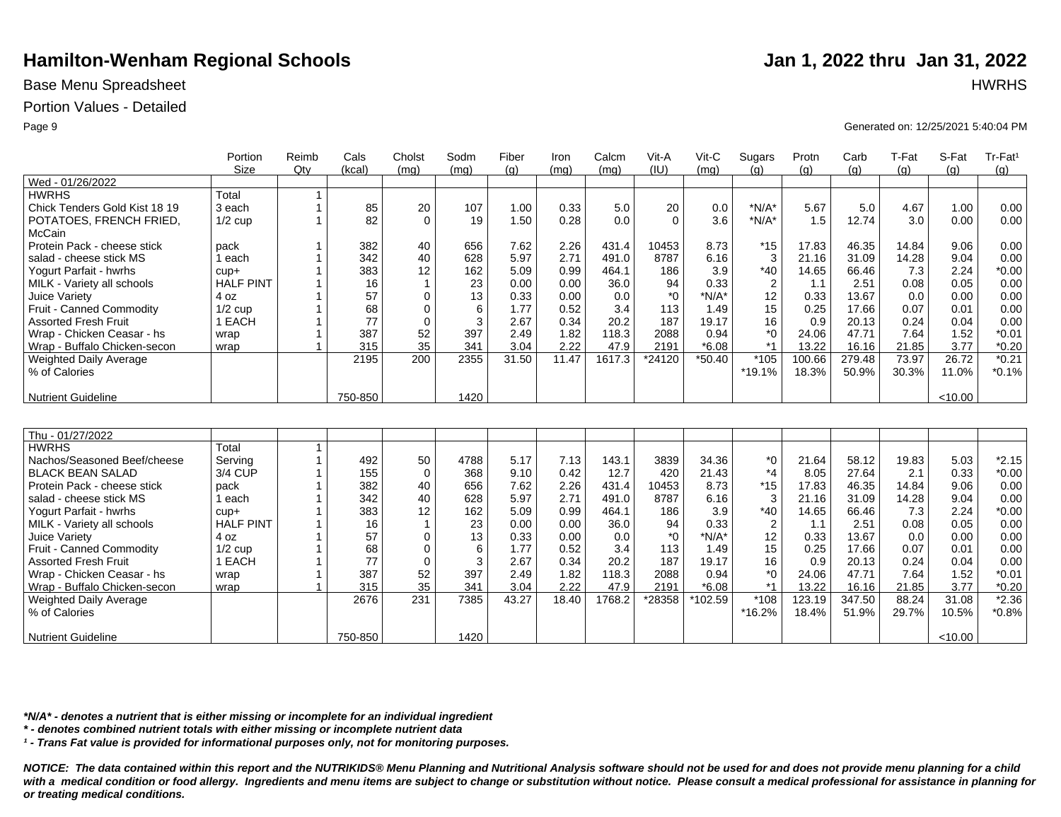# Hamilton-Wenham Regional Schools

**Jan 1, 2022 thru Jan 31, 2022**

Base Menu Spreadsheet

HWRHS

Portion Values - Detailed

Generated on: 12/25/2021 5:40:04 PM

| | Portion Size | Reimb Qty | Cals (kcal) | Cholst (mg) | Sodm (mg) | Fiber (g) | Iron (mg) | Calcm (mg) | Vit-A (IU) | Vit-C (mg) | Sugars (g) | Protn (g) | Carb (g) | T-Fat (g) | S-Fat (g) | Tr-Fat¹ (g) |
|---|---|---|---|---|---|---|---|---|---|---|---|---|---|---|---|---|
| Wed - 01/26/2022 | | | | | | | | | | | | | | | | |
| HWRHS | Total | 1 | | | | | | | | | | | | | | |
| Chick Tenders Gold Kist 18 19 | 3 each | 1 | 85 | 20 | 107 | 1.00 | 0.33 | 5.0 | 20 | 0.0 | *N/A* | 5.67 | 5.0 | 4.67 | 1.00 | 0.00 |
| POTATOES, FRENCH FRIED, McCain | 1/2 cup | 1 | 82 | 0 | 19 | 1.50 | 0.28 | 0.0 | 0 | 3.6 | *N/A* | 1.5 | 12.74 | 3.0 | 0.00 | 0.00 |
| Protein Pack - cheese stick | pack | 1 | 382 | 40 | 656 | 7.62 | 2.26 | 431.4 | 10453 | 8.73 | *15 | 17.83 | 46.35 | 14.84 | 9.06 | 0.00 |
| salad - cheese stick MS | 1 each | 1 | 342 | 40 | 628 | 5.97 | 2.71 | 491.0 | 8787 | 6.16 | 3 | 21.16 | 31.09 | 14.28 | 9.04 | 0.00 |
| Yogurt Parfait - hwrhs | cup+ | 1 | 383 | 12 | 162 | 5.09 | 0.99 | 464.1 | 186 | 3.9 | *40 | 14.65 | 66.46 | 7.3 | 2.24 | *0.00 |
| MILK - Variety all schools | HALF PINT | 1 | 16 | 1 | 23 | 0.00 | 0.00 | 36.0 | 94 | 0.33 | 2 | 1.1 | 2.51 | 0.08 | 0.05 | 0.00 |
| Juice Variety | 4 oz | 1 | 57 | 0 | 13 | 0.33 | 0.00 | 0.0 | *0 | *N/A* | 12 | 0.33 | 13.67 | 0.0 | 0.00 | 0.00 |
| Fruit - Canned Commodity | 1/2 cup | 1 | 68 | 0 | 6 | 1.77 | 0.52 | 3.4 | 113 | 1.49 | 15 | 0.25 | 17.66 | 0.07 | 0.01 | 0.00 |
| Assorted Fresh Fruit | 1 EACH | 1 | 77 | 0 | 3 | 2.67 | 0.34 | 20.2 | 187 | 19.17 | 16 | 0.9 | 20.13 | 0.24 | 0.04 | 0.00 |
| Wrap - Chicken Ceasar - hs | wrap | 1 | 387 | 52 | 397 | 2.49 | 1.82 | 118.3 | 2088 | 0.94 | *0 | 24.06 | 47.71 | 7.64 | 1.52 | *0.01 |
| Wrap - Buffalo Chicken-secon | wrap | 1 | 315 | 35 | 341 | 3.04 | 2.22 | 47.9 | 2191 | *6.08 | *1 | 13.22 | 16.16 | 21.85 | 3.77 | *0.20 |
| Weighted Daily Average | | | 2195 | 200 | 2355 | 31.50 | 11.47 | 1617.3 | *24120 | *50.40 | *105 | 100.66 | 279.48 | 73.97 | 26.72 | *0.21 |
| % of Calories | | | | | | | | | | | *19.1% | 18.3% | 50.9% | 30.3% | 11.0% | *0.1% |
| Nutrient Guideline | | | 750-850 | | 1420 | | | | | | | | | | <10.00 | |

| | Portion Size | Reimb Qty | Cals (kcal) | Cholst (mg) | Sodm (mg) | Fiber (g) | Iron (mg) | Calcm (mg) | Vit-A (IU) | Vit-C (mg) | Sugars (g) | Protn (g) | Carb (g) | T-Fat (g) | S-Fat (g) | Tr-Fat¹ (g) |
|---|---|---|---|---|---|---|---|---|---|---|---|---|---|---|---|---|
| Thu - 01/27/2022 | | | | | | | | | | | | | | | | |
| HWRHS | Total | 1 | | | | | | | | | | | | | | |
| Nachos/Seasoned Beef/cheese | Serving | 1 | 492 | 50 | 4788 | 5.17 | 7.13 | 143.1 | 3839 | 34.36 | *0 | 21.64 | 58.12 | 19.83 | 5.03 | *2.15 |
| BLACK BEAN SALAD | 3/4 CUP | 1 | 155 | 0 | 368 | 9.10 | 0.42 | 12.7 | 420 | 21.43 | *4 | 8.05 | 27.64 | 2.1 | 0.33 | *0.00 |
| Protein Pack - cheese stick | pack | 1 | 382 | 40 | 656 | 7.62 | 2.26 | 431.4 | 10453 | 8.73 | *15 | 17.83 | 46.35 | 14.84 | 9.06 | 0.00 |
| salad - cheese stick MS | 1 each | 1 | 342 | 40 | 628 | 5.97 | 2.71 | 491.0 | 8787 | 6.16 | 3 | 21.16 | 31.09 | 14.28 | 9.04 | 0.00 |
| Yogurt Parfait - hwrhs | cup+ | 1 | 383 | 12 | 162 | 5.09 | 0.99 | 464.1 | 186 | 3.9 | *40 | 14.65 | 66.46 | 7.3 | 2.24 | *0.00 |
| MILK - Variety all schools | HALF PINT | 1 | 16 | 1 | 23 | 0.00 | 0.00 | 36.0 | 94 | 0.33 | 2 | 1.1 | 2.51 | 0.08 | 0.05 | 0.00 |
| Juice Variety | 4 oz | 1 | 57 | 0 | 13 | 0.33 | 0.00 | 0.0 | *0 | *N/A* | 12 | 0.33 | 13.67 | 0.0 | 0.00 | 0.00 |
| Fruit - Canned Commodity | 1/2 cup | 1 | 68 | 0 | 6 | 1.77 | 0.52 | 3.4 | 113 | 1.49 | 15 | 0.25 | 17.66 | 0.07 | 0.01 | 0.00 |
| Assorted Fresh Fruit | 1 EACH | 1 | 77 | 0 | 3 | 2.67 | 0.34 | 20.2 | 187 | 19.17 | 16 | 0.9 | 20.13 | 0.24 | 0.04 | 0.00 |
| Wrap - Chicken Ceasar - hs | wrap | 1 | 387 | 52 | 397 | 2.49 | 1.82 | 118.3 | 2088 | 0.94 | *0 | 24.06 | 47.71 | 7.64 | 1.52 | *0.01 |
| Wrap - Buffalo Chicken-secon | wrap | 1 | 315 | 35 | 341 | 3.04 | 2.22 | 47.9 | 2191 | *6.08 | *1 | 13.22 | 16.16 | 21.85 | 3.77 | *0.20 |
| Weighted Daily Average | | | 2676 | 231 | 7385 | 43.27 | 18.40 | 1768.2 | *28358 | *102.59 | *108 | 123.19 | 347.50 | 88.24 | 31.08 | *2.36 |
| % of Calories | | | | | | | | | | | *16.2% | 18.4% | 51.9% | 29.7% | 10.5% | *0.8% |
| Nutrient Guideline | | | 750-850 | | 1420 | | | | | | | | | | <10.00 | |

***N/A* - denotes a nutrient that is either missing or incomplete for an individual ingredient***

*** - denotes combined nutrient totals with either missing or incomplete nutrient data***

***¹ - Trans Fat value is provided for informational purposes only, not for monitoring purposes.***

***NOTICE: The data contained within this report and the NUTRIKIDS® Menu Planning and Nutritional Analysis software should not be used for and does not provide menu planning for a child with a medical condition or food allergy. Ingredients and menu items are subject to change or substitution without notice. Please consult a medical professional for assistance in planning for or treating medical conditions.***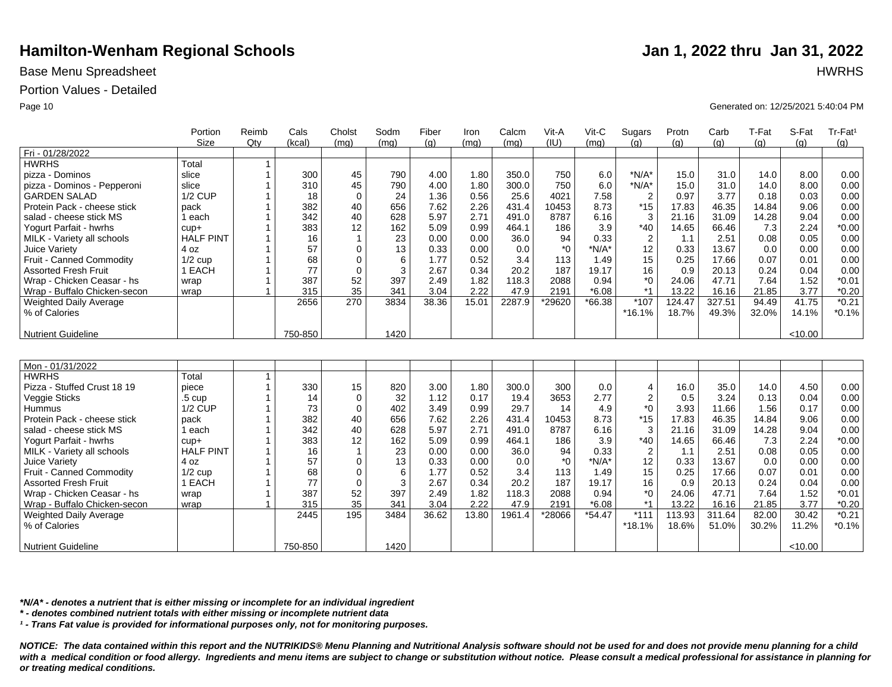# Hamilton-Wenham Regional Schools

**Jan 1, 2022 thru Jan 31, 2022**

Base Menu Spreadsheet

HWRHS

Portion Values - Detailed

Generated on: 12/25/2021 5:40:04 PM

| | Portion Size | Reimb Qty | Cals (kcal) | Cholst (mg) | Sodm (mg) | Fiber (g) | Iron (mg) | Calcm (mg) | Vit-A (IU) | Vit-C (mg) | Sugars (g) | Protn (g) | Carb (g) | T-Fat (g) | S-Fat (g) | Tr-Fat¹ (g) |
|---|---|---|---|---|---|---|---|---|---|---|---|---|---|---|---|---|
| Fri - 01/28/2022 | | | | | | | | | | | | | | | | |
| HWRHS | Total | 1 | | | | | | | | | | | | | | |
| pizza - Dominos | slice | 1 | 300 | 45 | 790 | 4.00 | 1.80 | 350.0 | 750 | 6.0 | *N/A* | 15.0 | 31.0 | 14.0 | 8.00 | 0.00 |
| pizza - Dominos - Pepperoni | slice | 1 | 310 | 45 | 790 | 4.00 | 1.80 | 300.0 | 750 | 6.0 | *N/A* | 15.0 | 31.0 | 14.0 | 8.00 | 0.00 |
| GARDEN SALAD | 1/2 CUP | 1 | 18 | 0 | 24 | 1.36 | 0.56 | 25.6 | 4021 | 7.58 | 2 | 0.97 | 3.77 | 0.18 | 0.03 | 0.00 |
| Protein Pack - cheese stick | pack | 1 | 382 | 40 | 656 | 7.62 | 2.26 | 431.4 | 10453 | 8.73 | *15 | 17.83 | 46.35 | 14.84 | 9.06 | 0.00 |
| salad - cheese stick MS | 1 each | 1 | 342 | 40 | 628 | 5.97 | 2.71 | 491.0 | 8787 | 6.16 | 3 | 21.16 | 31.09 | 14.28 | 9.04 | 0.00 |
| Yogurt Parfait - hwrhs | cup+ | 1 | 383 | 12 | 162 | 5.09 | 0.99 | 464.1 | 186 | 3.9 | *40 | 14.65 | 66.46 | 7.3 | 2.24 | *0.00 |
| MILK - Variety all schools | HALF PINT | 1 | 16 | 1 | 23 | 0.00 | 0.00 | 36.0 | 94 | 0.33 | 2 | 1.1 | 2.51 | 0.08 | 0.05 | 0.00 |
| Juice Variety | 4 oz | 1 | 57 | 0 | 13 | 0.33 | 0.00 | 0.0 | *0 | *N/A* | 12 | 0.33 | 13.67 | 0.0 | 0.00 | 0.00 |
| Fruit - Canned Commodity | 1/2 cup | 1 | 68 | 0 | 6 | 1.77 | 0.52 | 3.4 | 113 | 1.49 | 15 | 0.25 | 17.66 | 0.07 | 0.01 | 0.00 |
| Assorted Fresh Fruit | 1 EACH | 1 | 77 | 0 | 3 | 2.67 | 0.34 | 20.2 | 187 | 19.17 | 16 | 0.9 | 20.13 | 0.24 | 0.04 | 0.00 |
| Wrap - Chicken Ceasar - hs | wrap | 1 | 387 | 52 | 397 | 2.49 | 1.82 | 118.3 | 2088 | 0.94 | *0 | 24.06 | 47.71 | 7.64 | 1.52 | *0.01 |
| Wrap - Buffalo Chicken-secon | wrap | 1 | 315 | 35 | 341 | 3.04 | 2.22 | 47.9 | 2191 | *6.08 | *1 | 13.22 | 16.16 | 21.85 | 3.77 | *0.20 |
| Weighted Daily Average | | | 2656 | 270 | 3834 | 38.36 | 15.01 | 2287.9 | *29620 | *66.38 | *107 | 124.47 | 327.51 | 94.49 | 41.75 | *0.21 |
| % of Calories | | | | | | | | | | | *16.1% | 18.7% | 49.3% | 32.0% | 14.1% | *0.1% |
| Nutrient Guideline | | | 750-850 | | 1420 | | | | | | | | | | <10.00 | |

| | Portion Size | Reimb Qty | Cals (kcal) | Cholst (mg) | Sodm (mg) | Fiber (g) | Iron (mg) | Calcm (mg) | Vit-A (IU) | Vit-C (mg) | Sugars (g) | Protn (g) | Carb (g) | T-Fat (g) | S-Fat (g) | Tr-Fat¹ (g) |
|---|---|---|---|---|---|---|---|---|---|---|---|---|---|---|---|---|
| Mon - 01/31/2022 | | | | | | | | | | | | | | | | |
| HWRHS | Total | 1 | | | | | | | | | | | | | | |
| Pizza - Stuffed Crust 18 19 | piece | 1 | 330 | 15 | 820 | 3.00 | 1.80 | 300.0 | 300 | 0.0 | 4 | 16.0 | 35.0 | 14.0 | 4.50 | 0.00 |
| Veggie Sticks | .5 cup | 1 | 14 | 0 | 32 | 1.12 | 0.17 | 19.4 | 3653 | 2.77 | 2 | 0.5 | 3.24 | 0.13 | 0.04 | 0.00 |
| Hummus | 1/2 CUP | 1 | 73 | 0 | 402 | 3.49 | 0.99 | 29.7 | 14 | 4.9 | *0 | 3.93 | 11.66 | 1.56 | 0.17 | 0.00 |
| Protein Pack - cheese stick | pack | 1 | 382 | 40 | 656 | 7.62 | 2.26 | 431.4 | 10453 | 8.73 | *15 | 17.83 | 46.35 | 14.84 | 9.06 | 0.00 |
| salad - cheese stick MS | 1 each | 1 | 342 | 40 | 628 | 5.97 | 2.71 | 491.0 | 8787 | 6.16 | 3 | 21.16 | 31.09 | 14.28 | 9.04 | 0.00 |
| Yogurt Parfait - hwrhs | cup+ | 1 | 383 | 12 | 162 | 5.09 | 0.99 | 464.1 | 186 | 3.9 | *40 | 14.65 | 66.46 | 7.3 | 2.24 | *0.00 |
| MILK - Variety all schools | HALF PINT | 1 | 16 | 1 | 23 | 0.00 | 0.00 | 36.0 | 94 | 0.33 | 2 | 1.1 | 2.51 | 0.08 | 0.05 | 0.00 |
| Juice Variety | 4 oz | 1 | 57 | 0 | 13 | 0.33 | 0.00 | 0.0 | *0 | *N/A* | 12 | 0.33 | 13.67 | 0.0 | 0.00 | 0.00 |
| Fruit - Canned Commodity | 1/2 cup | 1 | 68 | 0 | 6 | 1.77 | 0.52 | 3.4 | 113 | 1.49 | 15 | 0.25 | 17.66 | 0.07 | 0.01 | 0.00 |
| Assorted Fresh Fruit | 1 EACH | 1 | 77 | 0 | 3 | 2.67 | 0.34 | 20.2 | 187 | 19.17 | 16 | 0.9 | 20.13 | 0.24 | 0.04 | 0.00 |
| Wrap - Chicken Ceasar - hs | wrap | 1 | 387 | 52 | 397 | 2.49 | 1.82 | 118.3 | 2088 | 0.94 | *0 | 24.06 | 47.71 | 7.64 | 1.52 | *0.01 |
| Wrap - Buffalo Chicken-secon | wrap | 1 | 315 | 35 | 341 | 3.04 | 2.22 | 47.9 | 2191 | *6.08 | *1 | 13.22 | 16.16 | 21.85 | 3.77 | *0.20 |
| Weighted Daily Average | | | 2445 | 195 | 3484 | 36.62 | 13.80 | 1961.4 | *28066 | *54.47 | *111 | 113.93 | 311.64 | 82.00 | 30.42 | *0.21 |
| % of Calories | | | | | | | | | | | *18.1% | 18.6% | 51.0% | 30.2% | 11.2% | *0.1% |
| Nutrient Guideline | | | 750-850 | | 1420 | | | | | | | | | | <10.00 | |

***N/A* - denotes a nutrient that is either missing or incomplete for an individual ingredient***

***\* - denotes combined nutrient totals with either missing or incomplete nutrient data***

***¹ - Trans Fat value is provided for informational purposes only, not for monitoring purposes.***

***NOTICE: The data contained within this report and the NUTRIKIDS® Menu Planning and Nutritional Analysis software should not be used for and does not provide menu planning for a child with a medical condition or food allergy. Ingredients and menu items are subject to change or substitution without notice. Please consult a medical professional for assistance in planning for or treating medical conditions.***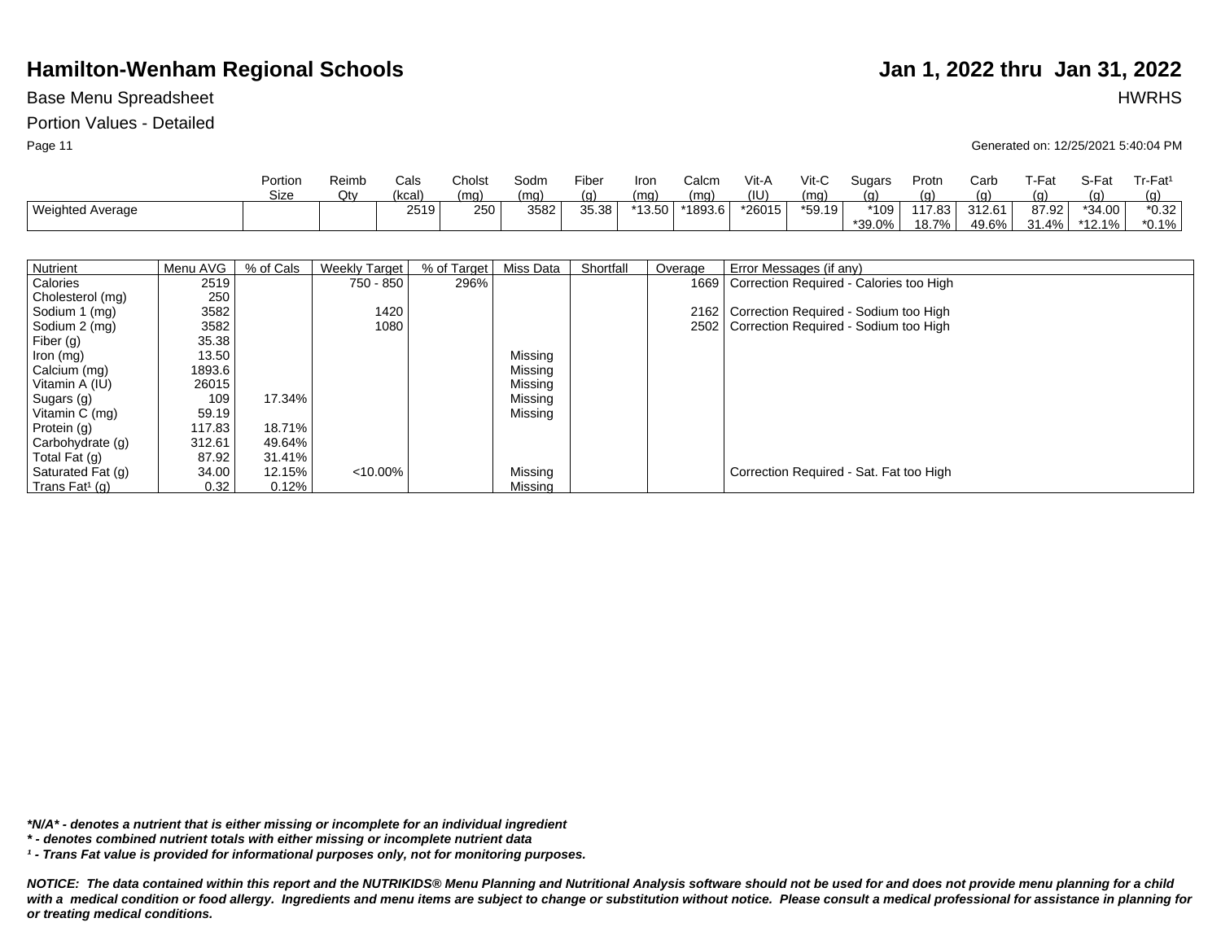# Hamilton-Wenham Regional Schools

**Jan 1, 2022 thru Jan 31, 2022**

Base Menu Spreadsheet

HWRHS

Portion Values - Detailed

Generated on: 12/25/2021 5:40:04 PM

| | Portion Size | Reimb Qty | Cals (kcal) | Cholst (mg) | Sodm (mg) | Fiber (g) | Iron (mg) | Calcm (mg) | Vit-A (IU) | Vit-C (mg) | Sugars (g) | Protn (g) | Carb (g) | T-Fat (g) | S-Fat (g) | Tr-Fat¹ (g) |
|---|---|---|---|---|---|---|---|---|---|---|---|---|---|---|---|---|
| Weighted Average | | | 2519 | 250 | 3582 | 35.38 | *13.50 | *1893.6 | *26015 | *59.19 | *109 | 117.83 | 312.61 | 87.92 | *34.00 | *0.32 |
| | | | | | | | | | | | *39.0% | 18.7% | 49.6% | 31.4% | *12.1% | *0.1% |

| Nutrient | Menu AVG | % of Cals | Weekly Target | % of Target | Miss Data | Shortfall | Overage | Error Messages (if any) |
|---|---|---|---|---|---|---|---|---|
| Calories | 2519 | | 750 - 850 | 296% | | | 1669 | Correction Required - Calories too High |
| Cholesterol (mg) | 250 | | | | | | | |
| Sodium 1 (mg) | 3582 | | 1420 | | | | 2162 | Correction Required - Sodium too High |
| Sodium 2 (mg) | 3582 | | 1080 | | | | 2502 | Correction Required - Sodium too High |
| Fiber (g) | 35.38 | | | | | | | |
| Iron (mg) | 13.50 | | | | Missing | | | |
| Calcium (mg) | 1893.6 | | | | Missing | | | |
| Vitamin A (IU) | 26015 | | | | Missing | | | |
| Sugars (g) | 109 | 17.34% | | | Missing | | | |
| Vitamin C (mg) | 59.19 | | | | Missing | | | |
| Protein (g) | 117.83 | 18.71% | | | | | | |
| Carbohydrate (g) | 312.61 | 49.64% | | | | | | |
| Total Fat (g) | 87.92 | 31.41% | | | | | | |
| Saturated Fat (g) | 34.00 | 12.15% | <10.00% | | Missing | | | Correction Required - Sat. Fat too High |
| Trans Fat¹ (g) | 0.32 | 0.12% | | | Missing | | | |

***N/A* - denotes a nutrient that is either missing or incomplete for an individual ingredient**

***\* - denotes combined nutrient totals with either missing or incomplete nutrient data***

***¹ - Trans Fat value is provided for informational purposes only, not for monitoring purposes.***

***NOTICE: The data contained within this report and the NUTRIKIDS® Menu Planning and Nutritional Analysis software should not be used for and does not provide menu planning for a child with a medical condition or food allergy. Ingredients and menu items are subject to change or substitution without notice. Please consult a medical professional for assistance in planning for or treating medical conditions.***